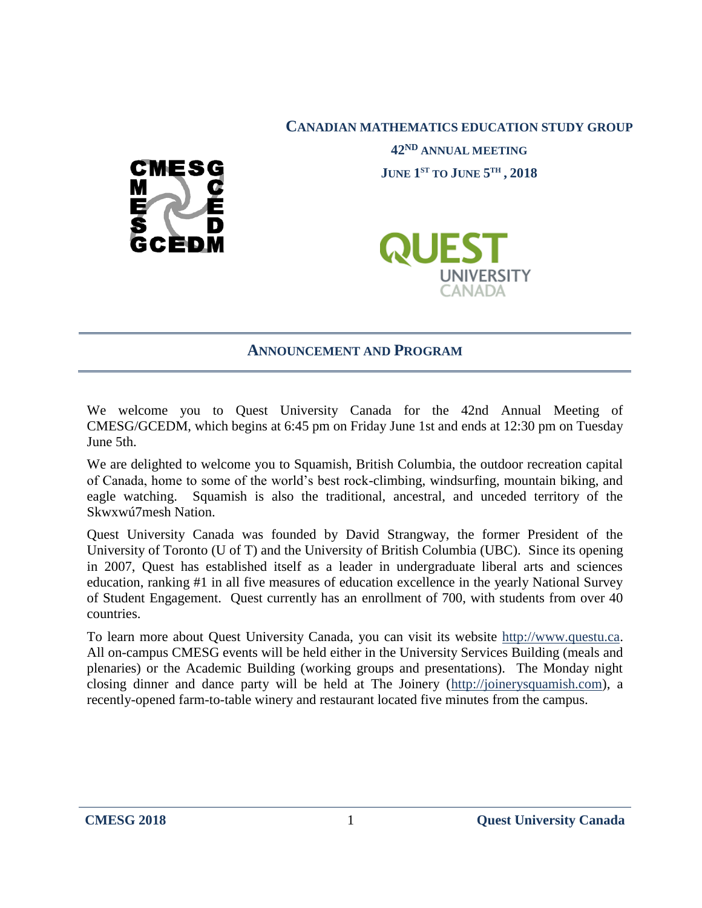# CANADIAN MATHEMATICS EDUCATION STUDY GROUP

**42ND ANNUAL MEETING**

**JUNE 1ST TO JUNE 5TH, 2018**

## ANNOUNCEMENT AND PROGRAM

We welcome you to Quest University Canada for the 42nd Annual Meeting of CMESG/GCEDM, which begins at 6:45 pm on Friday June 1st and ends at 12:30 pm on Tuesday June 5th.

We are delighted to welcome you to Squamish, British Columbia, the outdoor recreation capital of Canada, home to some of the world's best rock-climbing, windsurfing, mountain biking, and eagle watching. Squamish is also the traditional, ancestral, and unceded territory of the Skwxwú7mesh Nation.

Quest University Canada was founded by David Strangway, the former President of the University of Toronto (U of T) and the University of British Columbia (UBC). Since its opening in 2007, Quest has established itself as a leader in undergraduate liberal arts and sciences education, ranking #1 in all five measures of education excellence in the yearly National Survey of Student Engagement. Quest currently has an enrollment of 700, with students from over 40 countries.

To learn more about Quest University Canada, you can visit its website http://www.questu.ca. All on-campus CMESG events will be held either in the University Services Building (meals and plenaries) or the Academic Building (working groups and presentations). The Monday night closing dinner and dance party will be held at The Joinery (http://joinerysquamish.com), a recently-opened farm-to-table winery and restaurant located five minutes from the campus.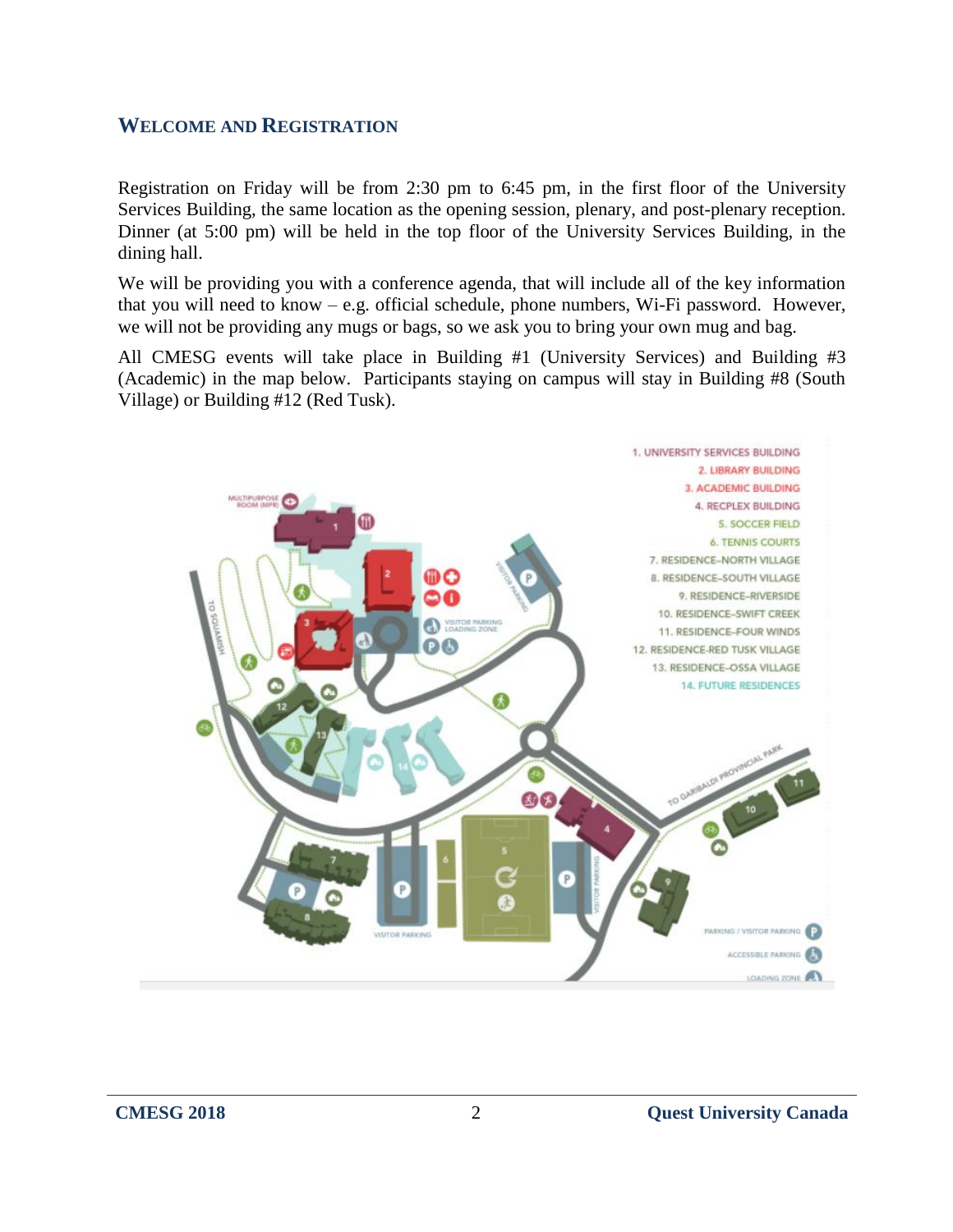## Welcome and Registration

Registration on Friday will be from 2:30 pm to 6:45 pm, in the first floor of the University Services Building, the same location as the opening session, plenary, and post-plenary reception. Dinner (at 5:00 pm) will be held in the top floor of the University Services Building, in the dining hall.

We will be providing you with a conference agenda, that will include all of the key information that you will need to know – e.g. official schedule, phone numbers, Wi-Fi password. However, we will not be providing any mugs or bags, so we ask you to bring your own mug and bag.

All CMESG events will take place in Building #1 (University Services) and Building #3 (Academic) in the map below. Participants staying on campus will stay in Building #8 (South Village) or Building #12 (Red Tusk).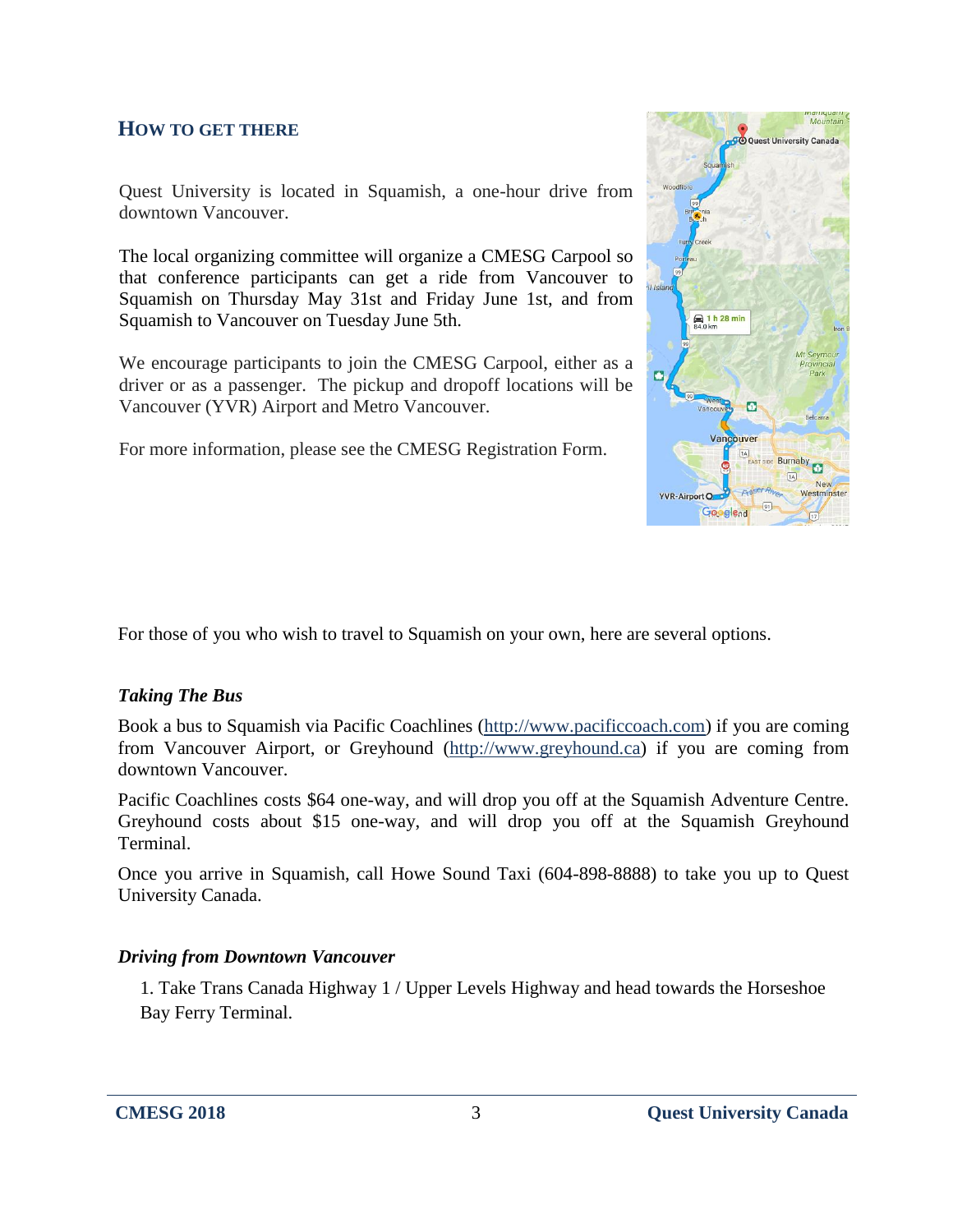## HOW TO GET THERE

Quest University is located in Squamish, a one-hour drive from downtown Vancouver.

The local organizing committee will organize a CMESG Carpool so that conference participants can get a ride from Vancouver to Squamish on Thursday May 31st and Friday June 1st, and from Squamish to Vancouver on Tuesday June 5th.

We encourage participants to join the CMESG Carpool, either as a driver or as a passenger. The pickup and dropoff locations will be Vancouver (YVR) Airport and Metro Vancouver.

For more information, please see the CMESG Registration Form.

For those of you who wish to travel to Squamish on your own, here are several options.

### *Taking The Bus*

Book a bus to Squamish via Pacific Coachlines (http://www.pacificcoach.com) if you are coming from Vancouver Airport, or Greyhound (http://www.greyhound.ca) if you are coming from downtown Vancouver.

Pacific Coachlines costs $64 one-way, and will drop you off at the Squamish Adventure Centre. Greyhound costs about $15 one-way, and will drop you off at the Squamish Greyhound Terminal.

Once you arrive in Squamish, call Howe Sound Taxi (604-898-8888) to take you up to Quest University Canada.

### *Driving from Downtown Vancouver*

1. Take Trans Canada Highway 1 / Upper Levels Highway and head towards the Horseshoe Bay Ferry Terminal.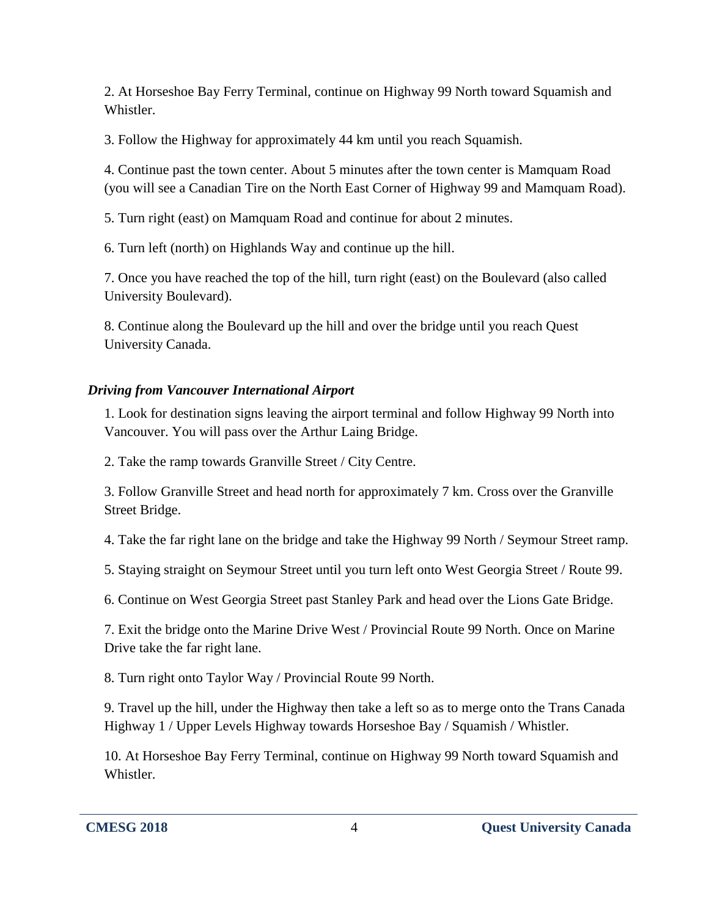2. At Horseshoe Bay Ferry Terminal, continue on Highway 99 North toward Squamish and Whistler.

3. Follow the Highway for approximately 44 km until you reach Squamish.

4. Continue past the town center. About 5 minutes after the town center is Mamquam Road (you will see a Canadian Tire on the North East Corner of Highway 99 and Mamquam Road).

5. Turn right (east) on Mamquam Road and continue for about 2 minutes.

6. Turn left (north) on Highlands Way and continue up the hill.

7. Once you have reached the top of the hill, turn right (east) on the Boulevard (also called University Boulevard).

8. Continue along the Boulevard up the hill and over the bridge until you reach Quest University Canada.

### *Driving from Vancouver International Airport*

1. Look for destination signs leaving the airport terminal and follow Highway 99 North into Vancouver. You will pass over the Arthur Laing Bridge.

2. Take the ramp towards Granville Street / City Centre.

3. Follow Granville Street and head north for approximately 7 km. Cross over the Granville Street Bridge.

4. Take the far right lane on the bridge and take the Highway 99 North / Seymour Street ramp.

5. Staying straight on Seymour Street until you turn left onto West Georgia Street / Route 99.

6. Continue on West Georgia Street past Stanley Park and head over the Lions Gate Bridge.

7. Exit the bridge onto the Marine Drive West / Provincial Route 99 North. Once on Marine Drive take the far right lane.

8. Turn right onto Taylor Way / Provincial Route 99 North.

9. Travel up the hill, under the Highway then take a left so as to merge onto the Trans Canada Highway 1 / Upper Levels Highway towards Horseshoe Bay / Squamish / Whistler.

10. At Horseshoe Bay Ferry Terminal, continue on Highway 99 North toward Squamish and Whistler.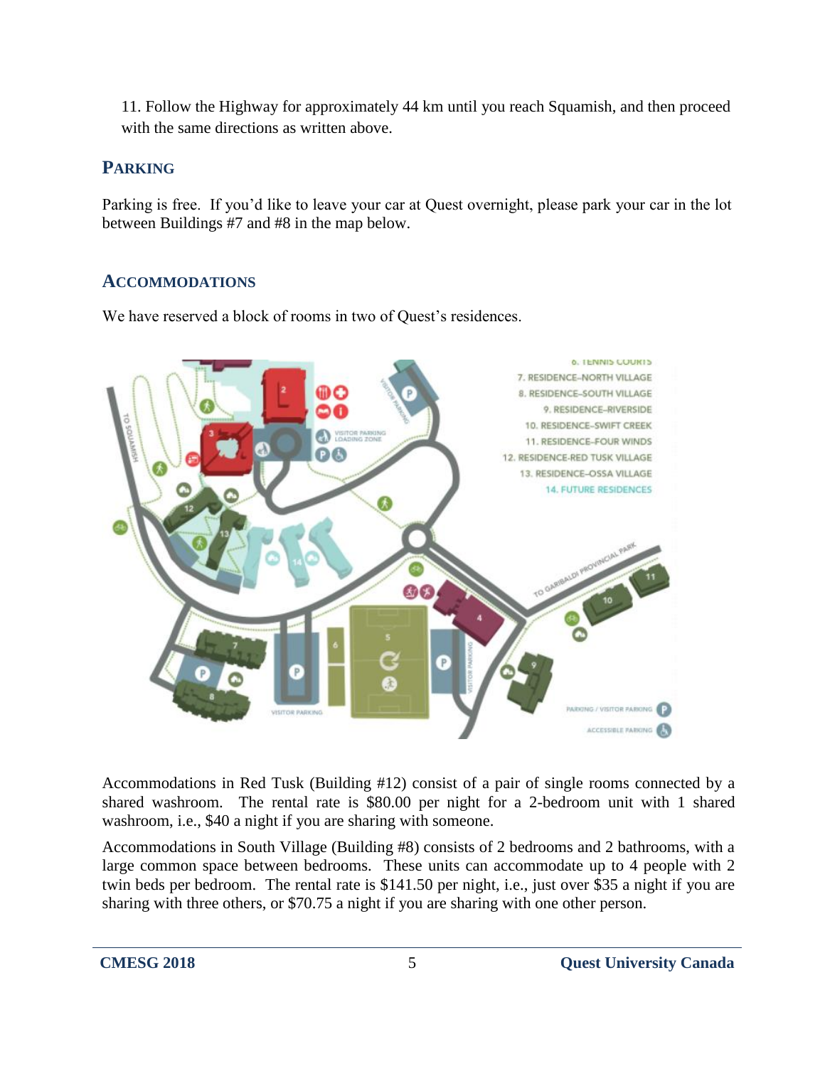11. Follow the Highway for approximately 44 km until you reach Squamish, and then proceed with the same directions as written above.

## Parking

Parking is free. If you'd like to leave your car at Quest overnight, please park your car in the lot between Buildings #7 and #8 in the map below.

## Accommodations

We have reserved a block of rooms in two of Quest's residences.

Accommodations in Red Tusk (Building #12) consist of a pair of single rooms connected by a shared washroom. The rental rate is $80.00 per night for a 2-bedroom unit with 1 shared washroom, i.e., $40 a night if you are sharing with someone.

Accommodations in South Village (Building #8) consists of 2 bedrooms and 2 bathrooms, with a large common space between bedrooms. These units can accommodate up to 4 people with 2 twin beds per bedroom. The rental rate is $141.50 per night, i.e., just over $35 a night if you are sharing with three others, or $70.75 a night if you are sharing with one other person.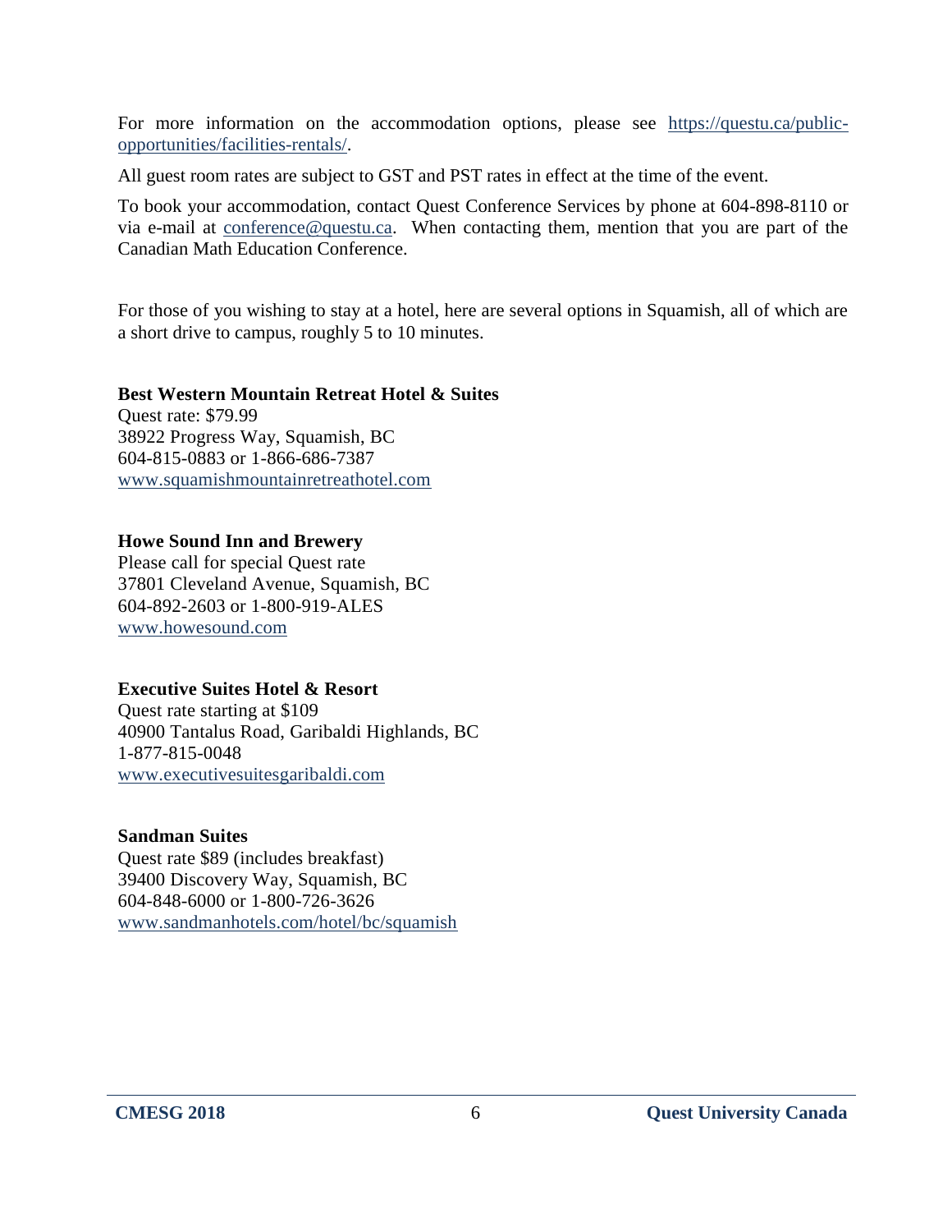For more information on the accommodation options, please see [https://questu.ca/public-opportunities/facilities-rentals/](https://questu.ca/public-opportunities/facilities-rentals/).

All guest room rates are subject to GST and PST rates in effect at the time of the event.

To book your accommodation, contact Quest Conference Services by phone at 604-898-8110 or via e-mail at [conference@questu.ca](mailto:conference@questu.ca). When contacting them, mention that you are part of the Canadian Math Education Conference.

For those of you wishing to stay at a hotel, here are several options in Squamish, all of which are a short drive to campus, roughly 5 to 10 minutes.

**Best Western Mountain Retreat Hotel & Suites**
Quest rate: $79.99
38922 Progress Way, Squamish, BC
604-815-0883 or 1-866-686-7387
[www.squamishmountainretreathotel.com](http://www.squamishmountainretreathotel.com)

**Howe Sound Inn and Brewery**
Please call for special Quest rate
37801 Cleveland Avenue, Squamish, BC
604-892-2603 or 1-800-919-ALES
[www.howesound.com](http://www.howesound.com)

**Executive Suites Hotel & Resort**
Quest rate starting at $109
40900 Tantalus Road, Garibaldi Highlands, BC
1-877-815-0048
[www.executivesuitesgaribaldi.com](http://www.executivesuitesgaribaldi.com)

**Sandman Suites**
Quest rate $89 (includes breakfast)
39400 Discovery Way, Squamish, BC
604-848-6000 or 1-800-726-3626
[www.sandmanhotels.com/hotel/bc/squamish](http://www.sandmanhotels.com/hotel/bc/squamish)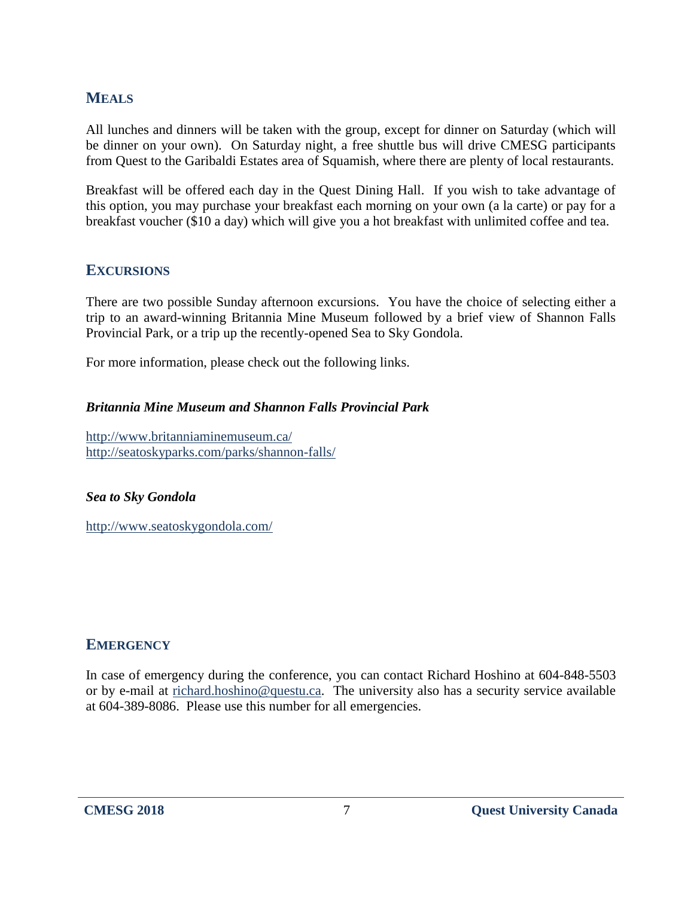## MEALS

All lunches and dinners will be taken with the group, except for dinner on Saturday (which will be dinner on your own). On Saturday night, a free shuttle bus will drive CMESG participants from Quest to the Garibaldi Estates area of Squamish, where there are plenty of local restaurants.

Breakfast will be offered each day in the Quest Dining Hall. If you wish to take advantage of this option, you may purchase your breakfast each morning on your own (a la carte) or pay for a breakfast voucher ($10 a day) which will give you a hot breakfast with unlimited coffee and tea.

## EXCURSIONS

There are two possible Sunday afternoon excursions. You have the choice of selecting either a trip to an award-winning Britannia Mine Museum followed by a brief view of Shannon Falls Provincial Park, or a trip up the recently-opened Sea to Sky Gondola.

For more information, please check out the following links.

***Britannia Mine Museum and Shannon Falls Provincial Park***

http://www.britanniaminemuseum.ca/
http://seatoskyparks.com/parks/shannon-falls/

***Sea to Sky Gondola***

http://www.seatoskygondola.com/

## EMERGENCY

In case of emergency during the conference, you can contact Richard Hoshino at 604-848-5503 or by e-mail at richard.hoshino@questu.ca. The university also has a security service available at 604-389-8086. Please use this number for all emergencies.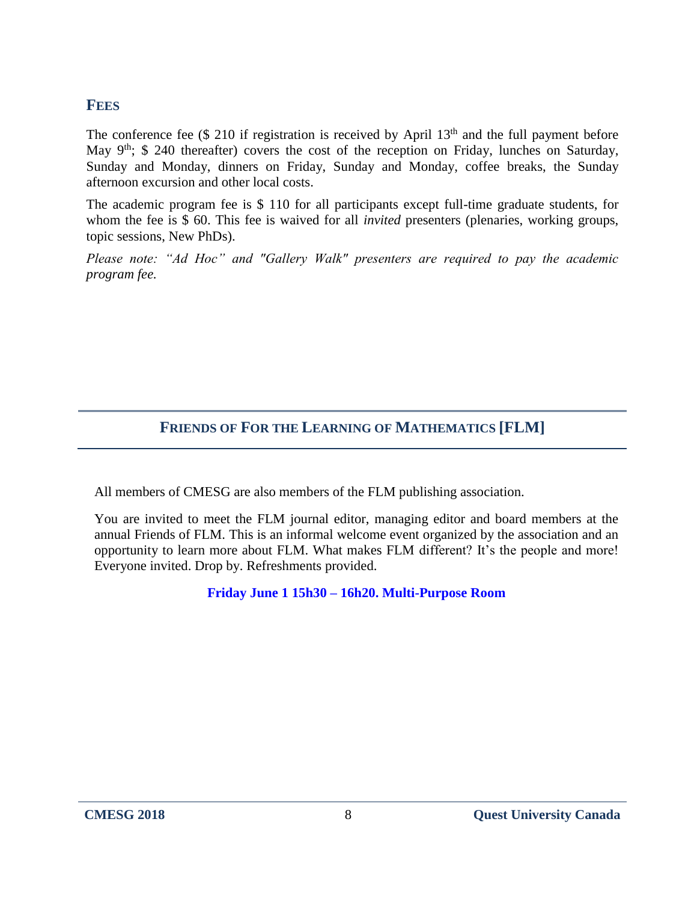## FEES

The conference fee ($ 210 if registration is received by April 13th and the full payment before May 9th; $ 240 thereafter) covers the cost of the reception on Friday, lunches on Saturday, Sunday and Monday, dinners on Friday, Sunday and Monday, coffee breaks, the Sunday afternoon excursion and other local costs.

The academic program fee is $ 110 for all participants except full-time graduate students, for whom the fee is $ 60. This fee is waived for all *invited* presenters (plenaries, working groups, topic sessions, New PhDs).

*Please note: "Ad Hoc" and "Gallery Walk" presenters are required to pay the academic program fee.*

## FRIENDS OF FOR THE LEARNING OF MATHEMATICS [FLM]

All members of CMESG are also members of the FLM publishing association.

You are invited to meet the FLM journal editor, managing editor and board members at the annual Friends of FLM. This is an informal welcome event organized by the association and an opportunity to learn more about FLM. What makes FLM different? It's the people and more! Everyone invited. Drop by. Refreshments provided.

**Friday June 1 15h30 – 16h20. Multi-Purpose Room**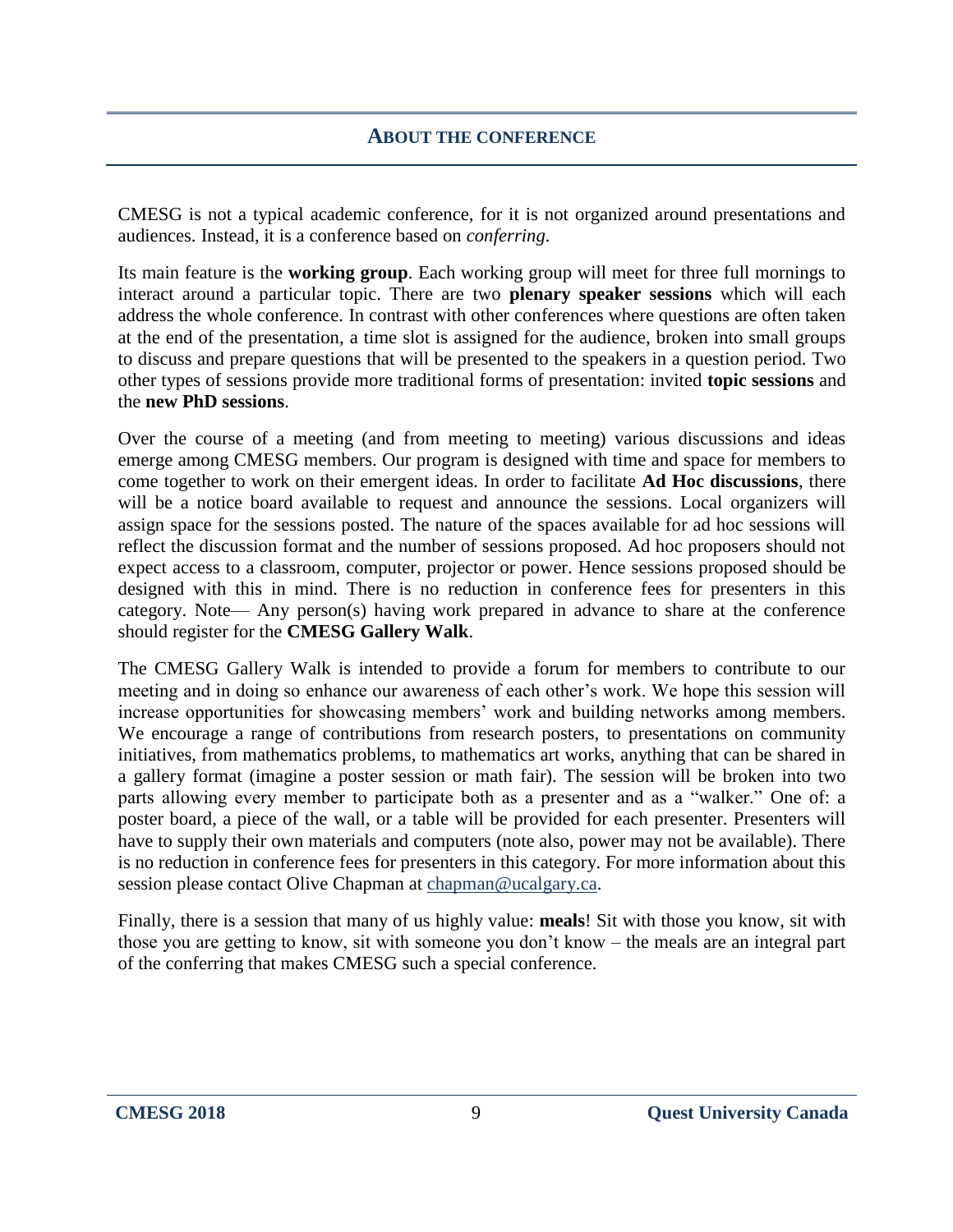## About the Conference

CMESG is not a typical academic conference, for it is not organized around presentations and audiences. Instead, it is a conference based on *conferring*.

Its main feature is the **working group**. Each working group will meet for three full mornings to interact around a particular topic. There are two **plenary speaker sessions** which will each address the whole conference. In contrast with other conferences where questions are often taken at the end of the presentation, a time slot is assigned for the audience, broken into small groups to discuss and prepare questions that will be presented to the speakers in a question period. Two other types of sessions provide more traditional forms of presentation: invited **topic sessions** and the **new PhD sessions**.

Over the course of a meeting (and from meeting to meeting) various discussions and ideas emerge among CMESG members. Our program is designed with time and space for members to come together to work on their emergent ideas. In order to facilitate **Ad Hoc discussions**, there will be a notice board available to request and announce the sessions. Local organizers will assign space for the sessions posted. The nature of the spaces available for ad hoc sessions will reflect the discussion format and the number of sessions proposed. Ad hoc proposers should not expect access to a classroom, computer, projector or power. Hence sessions proposed should be designed with this in mind. There is no reduction in conference fees for presenters in this category. Note— Any person(s) having work prepared in advance to share at the conference should register for the **CMESG Gallery Walk**.

The CMESG Gallery Walk is intended to provide a forum for members to contribute to our meeting and in doing so enhance our awareness of each other's work. We hope this session will increase opportunities for showcasing members' work and building networks among members. We encourage a range of contributions from research posters, to presentations on community initiatives, from mathematics problems, to mathematics art works, anything that can be shared in a gallery format (imagine a poster session or math fair). The session will be broken into two parts allowing every member to participate both as a presenter and as a "walker." One of: a poster board, a piece of the wall, or a table will be provided for each presenter. Presenters will have to supply their own materials and computers (note also, power may not be available). There is no reduction in conference fees for presenters in this category. For more information about this session please contact Olive Chapman at chapman@ucalgary.ca.

Finally, there is a session that many of us highly value: **meals**! Sit with those you know, sit with those you are getting to know, sit with someone you don't know – the meals are an integral part of the conferring that makes CMESG such a special conference.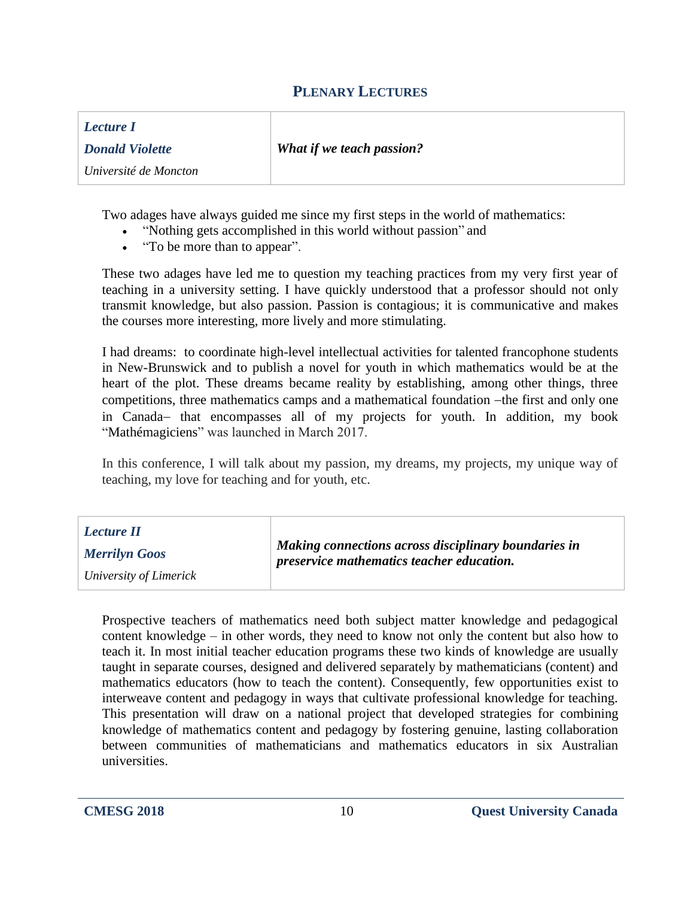## PLENARY LECTURES

| *Lecture I* *Donald Violette* *Université de Moncton* | ***What if we teach passion?*** |
|---|---|

Two adages have always guided me since my first steps in the world of mathematics:

- "Nothing gets accomplished in this world without passion" and
- "To be more than to appear".

These two adages have led me to question my teaching practices from my very first year of teaching in a university setting. I have quickly understood that a professor should not only transmit knowledge, but also passion. Passion is contagious; it is communicative and makes the courses more interesting, more lively and more stimulating.

I had dreams: to coordinate high-level intellectual activities for talented francophone students in New-Brunswick and to publish a novel for youth in which mathematics would be at the heart of the plot. These dreams became reality by establishing, among other things, three competitions, three mathematics camps and a mathematical foundation –the first and only one in Canada– that encompasses all of my projects for youth. In addition, my book "Mathémagiciens" was launched in March 2017.

In this conference, I will talk about my passion, my dreams, my projects, my unique way of teaching, my love for teaching and for youth, etc.

| *Lecture II* *Merrilyn Goos* *University of Limerick* | ***Making connections across disciplinary boundaries in preservice mathematics teacher education.*** |
|---|---|

Prospective teachers of mathematics need both subject matter knowledge and pedagogical content knowledge – in other words, they need to know not only the content but also how to teach it. In most initial teacher education programs these two kinds of knowledge are usually taught in separate courses, designed and delivered separately by mathematicians (content) and mathematics educators (how to teach the content). Consequently, few opportunities exist to interweave content and pedagogy in ways that cultivate professional knowledge for teaching. This presentation will draw on a national project that developed strategies for combining knowledge of mathematics content and pedagogy by fostering genuine, lasting collaboration between communities of mathematicians and mathematics educators in six Australian universities.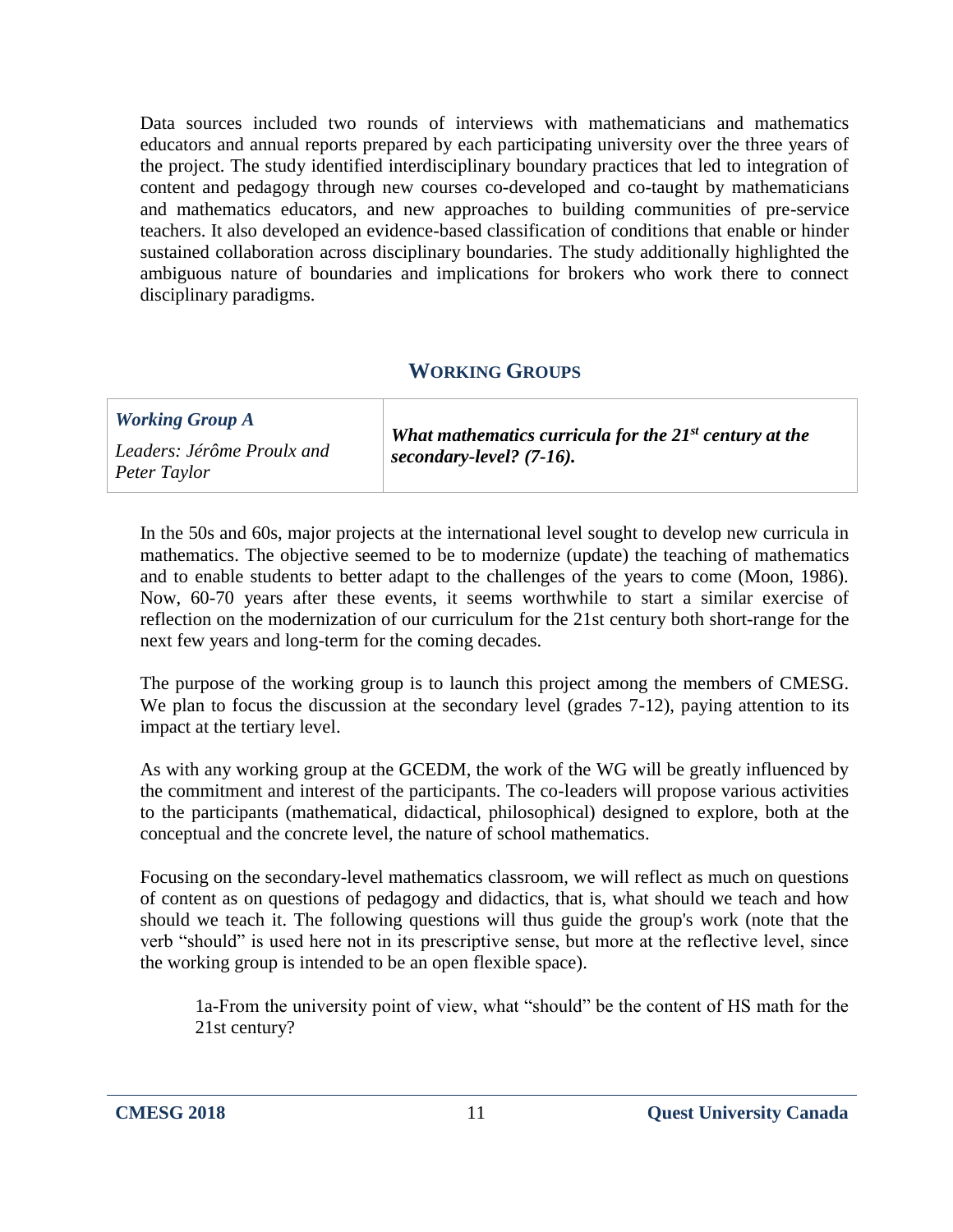Data sources included two rounds of interviews with mathematicians and mathematics educators and annual reports prepared by each participating university over the three years of the project. The study identified interdisciplinary boundary practices that led to integration of content and pedagogy through new courses co-developed and co-taught by mathematicians and mathematics educators, and new approaches to building communities of pre-service teachers. It also developed an evidence-based classification of conditions that enable or hinder sustained collaboration across disciplinary boundaries. The study additionally highlighted the ambiguous nature of boundaries and implications for brokers who work there to connect disciplinary paradigms.

## WORKING GROUPS

| ***Working Group A***<br>*Leaders: Jérôme Proulx and Peter Taylor* | ***What mathematics curricula for the 21st century at the secondary-level? (7-16).*** |
|---|---|

In the 50s and 60s, major projects at the international level sought to develop new curricula in mathematics. The objective seemed to be to modernize (update) the teaching of mathematics and to enable students to better adapt to the challenges of the years to come (Moon, 1986). Now, 60-70 years after these events, it seems worthwhile to start a similar exercise of reflection on the modernization of our curriculum for the 21st century both short-range for the next few years and long-term for the coming decades.

The purpose of the working group is to launch this project among the members of CMESG. We plan to focus the discussion at the secondary level (grades 7-12), paying attention to its impact at the tertiary level.

As with any working group at the GCEDM, the work of the WG will be greatly influenced by the commitment and interest of the participants. The co-leaders will propose various activities to the participants (mathematical, didactical, philosophical) designed to explore, both at the conceptual and the concrete level, the nature of school mathematics.

Focusing on the secondary-level mathematics classroom, we will reflect as much on questions of content as on questions of pedagogy and didactics, that is, what should we teach and how should we teach it. The following questions will thus guide the group's work (note that the verb "should" is used here not in its prescriptive sense, but more at the reflective level, since the working group is intended to be an open flexible space).

> 1a-From the university point of view, what "should" be the content of HS math for the 21st century?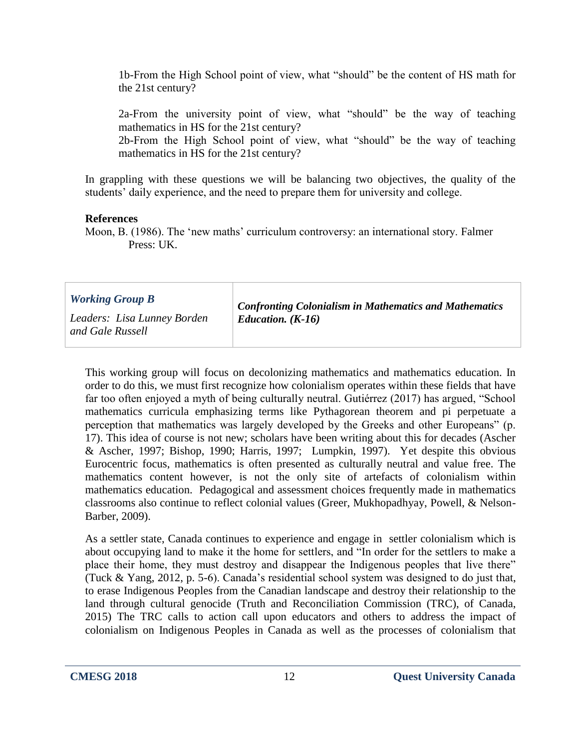1b-From the High School point of view, what "should" be the content of HS math for the 21st century?

2a-From the university point of view, what "should" be the way of teaching mathematics in HS for the 21st century?

2b-From the High School point of view, what "should" be the way of teaching mathematics in HS for the 21st century?

In grappling with these questions we will be balancing two objectives, the quality of the students' daily experience, and the need to prepare them for university and college.

**References**

Moon, B. (1986). The 'new maths' curriculum controversy: an international story. Falmer Press: UK.

| ***Working Group B*** <br> *Leaders: Lisa Lunney Borden and Gale Russell* | ***Confronting Colonialism in Mathematics and Mathematics Education. (K-16)*** |
|---|---|

This working group will focus on decolonizing mathematics and mathematics education. In order to do this, we must first recognize how colonialism operates within these fields that have far too often enjoyed a myth of being culturally neutral. Gutiérrez (2017) has argued, "School mathematics curricula emphasizing terms like Pythagorean theorem and pi perpetuate a perception that mathematics was largely developed by the Greeks and other Europeans" (p. 17). This idea of course is not new; scholars have been writing about this for decades (Ascher & Ascher, 1997; Bishop, 1990; Harris, 1997; Lumpkin, 1997). Yet despite this obvious Eurocentric focus, mathematics is often presented as culturally neutral and value free. The mathematics content however, is not the only site of artefacts of colonialism within mathematics education. Pedagogical and assessment choices frequently made in mathematics classrooms also continue to reflect colonial values (Greer, Mukhopadhyay, Powell, & Nelson-Barber, 2009).

As a settler state, Canada continues to experience and engage in settler colonialism which is about occupying land to make it the home for settlers, and "In order for the settlers to make a place their home, they must destroy and disappear the Indigenous peoples that live there" (Tuck & Yang, 2012, p. 5-6). Canada's residential school system was designed to do just that, to erase Indigenous Peoples from the Canadian landscape and destroy their relationship to the land through cultural genocide (Truth and Reconciliation Commission (TRC), of Canada, 2015) The TRC calls to action call upon educators and others to address the impact of colonialism on Indigenous Peoples in Canada as well as the processes of colonialism that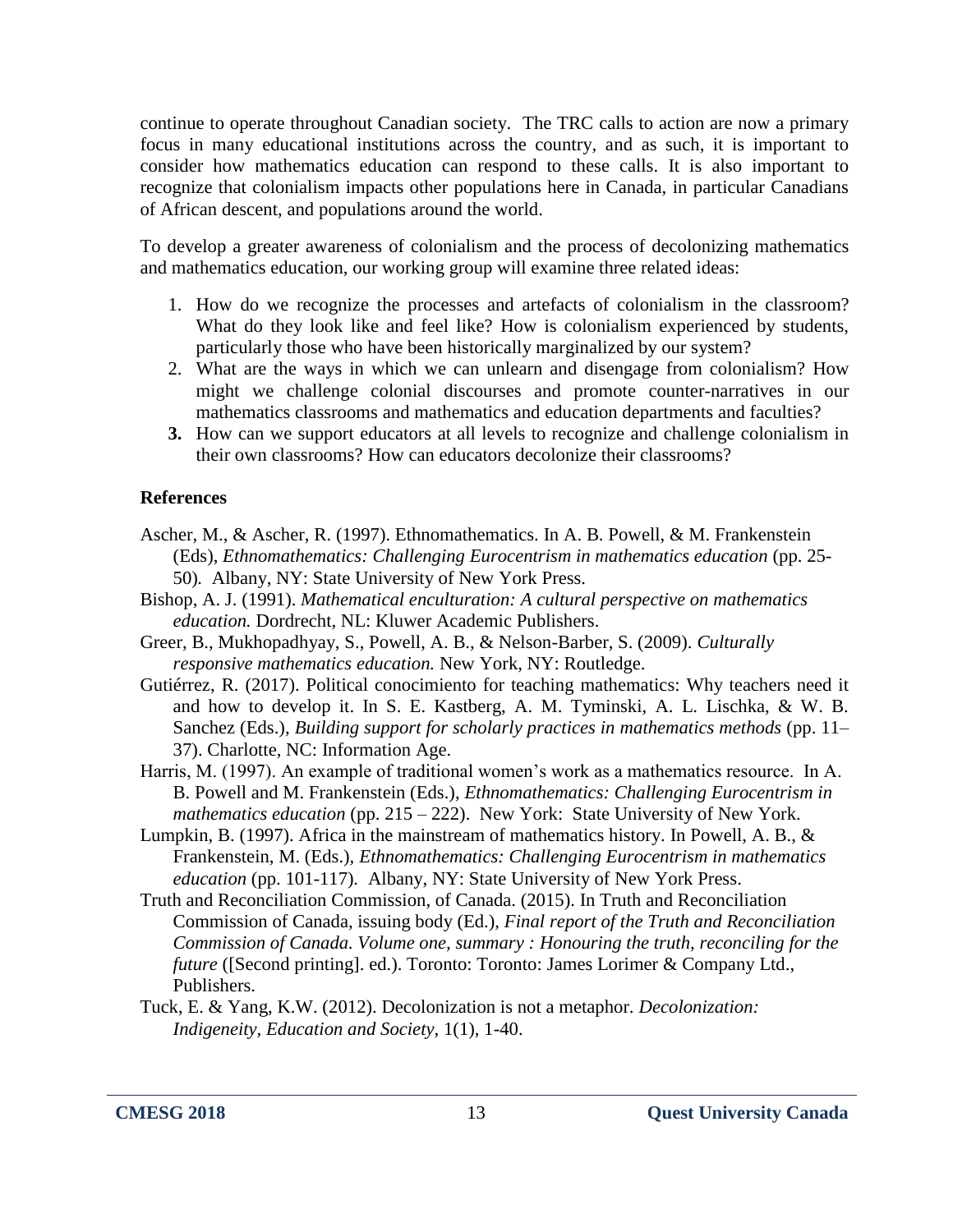continue to operate throughout Canadian society. The TRC calls to action are now a primary focus in many educational institutions across the country, and as such, it is important to consider how mathematics education can respond to these calls. It is also important to recognize that colonialism impacts other populations here in Canada, in particular Canadians of African descent, and populations around the world.

To develop a greater awareness of colonialism and the process of decolonizing mathematics and mathematics education, our working group will examine three related ideas:

1. How do we recognize the processes and artefacts of colonialism in the classroom? What do they look like and feel like? How is colonialism experienced by students, particularly those who have been historically marginalized by our system?
2. What are the ways in which we can unlearn and disengage from colonialism? How might we challenge colonial discourses and promote counter-narratives in our mathematics classrooms and mathematics and education departments and faculties?
3. How can we support educators at all levels to recognize and challenge colonialism in their own classrooms? How can educators decolonize their classrooms?

## References

Ascher, M., & Ascher, R. (1997). Ethnomathematics. In A. B. Powell, & M. Frankenstein (Eds), *Ethnomathematics: Challenging Eurocentrism in mathematics education* (pp. 25-50). Albany, NY: State University of New York Press.

Bishop, A. J. (1991). *Mathematical enculturation: A cultural perspective on mathematics education.* Dordrecht, NL: Kluwer Academic Publishers.

Greer, B., Mukhopadhyay, S., Powell, A. B., & Nelson-Barber, S. (2009). *Culturally responsive mathematics education.* New York, NY: Routledge.

Gutiérrez, R. (2017). Political conocimiento for teaching mathematics: Why teachers need it and how to develop it. In S. E. Kastberg, A. M. Tyminski, A. L. Lischka, & W. B. Sanchez (Eds.), *Building support for scholarly practices in mathematics methods* (pp. 11–37). Charlotte, NC: Information Age.

Harris, M. (1997). An example of traditional women's work as a mathematics resource. In A. B. Powell and M. Frankenstein (Eds.), *Ethnomathematics: Challenging Eurocentrism in mathematics education* (pp. 215 – 222). New York: State University of New York.

Lumpkin, B. (1997). Africa in the mainstream of mathematics history. In Powell, A. B., & Frankenstein, M. (Eds.), *Ethnomathematics: Challenging Eurocentrism in mathematics education* (pp. 101-117). Albany, NY: State University of New York Press.

Truth and Reconciliation Commission, of Canada. (2015). In Truth and Reconciliation Commission of Canada, issuing body (Ed.), *Final report of the Truth and Reconciliation Commission of Canada. Volume one, summary : Honouring the truth, reconciling for the future* ([Second printing]. ed.). Toronto: Toronto: James Lorimer & Company Ltd., Publishers.

Tuck, E. & Yang, K.W. (2012). Decolonization is not a metaphor. *Decolonization: Indigeneity, Education and Society*, 1(1), 1-40.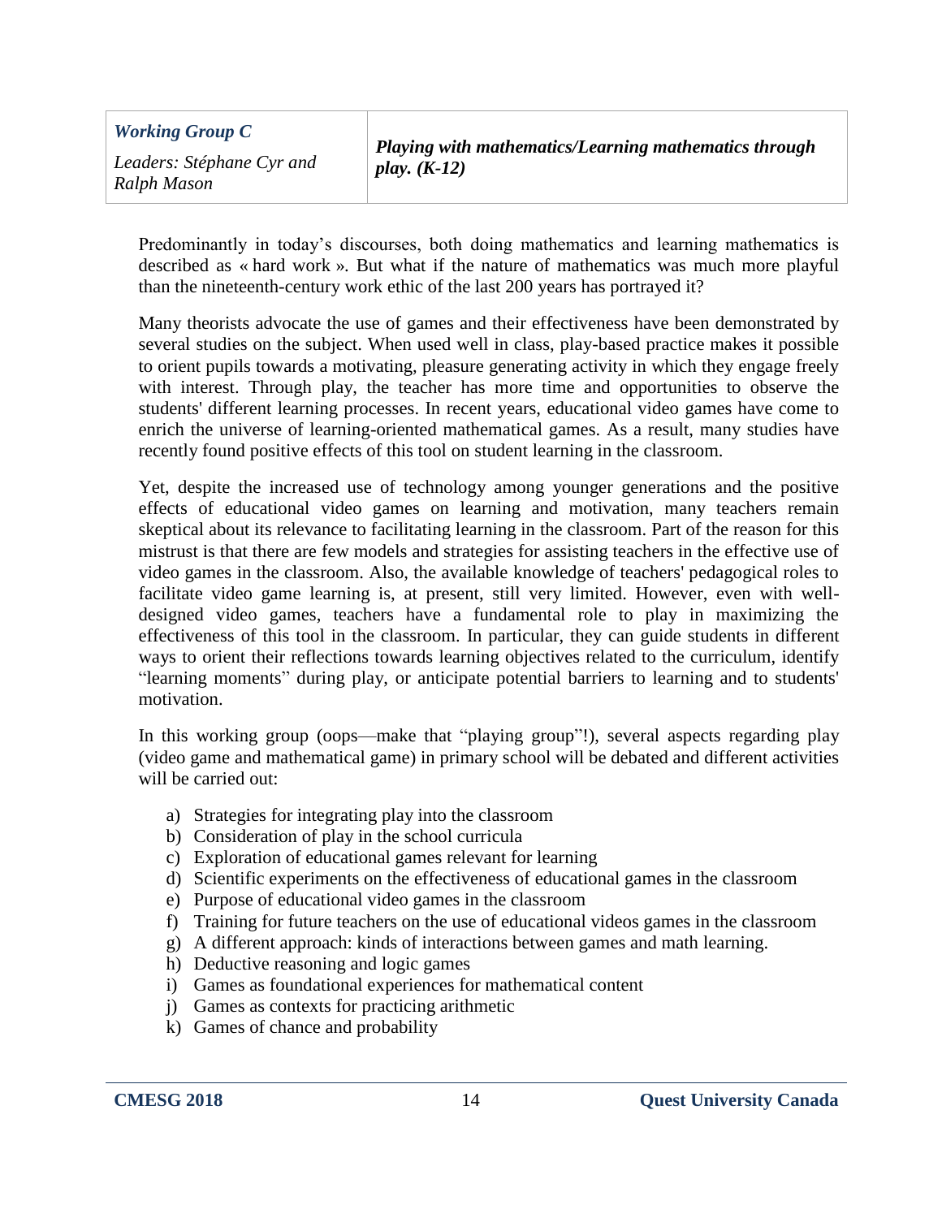| ***Working Group C*** <br> *Leaders: Stéphane Cyr and Ralph Mason* | ***Playing with mathematics/Learning mathematics through play. (K-12)*** |
|---|---|

Predominantly in today's discourses, both doing mathematics and learning mathematics is described as « hard work ». But what if the nature of mathematics was much more playful than the nineteenth-century work ethic of the last 200 years has portrayed it?

Many theorists advocate the use of games and their effectiveness have been demonstrated by several studies on the subject. When used well in class, play-based practice makes it possible to orient pupils towards a motivating, pleasure generating activity in which they engage freely with interest. Through play, the teacher has more time and opportunities to observe the students' different learning processes. In recent years, educational video games have come to enrich the universe of learning-oriented mathematical games. As a result, many studies have recently found positive effects of this tool on student learning in the classroom.

Yet, despite the increased use of technology among younger generations and the positive effects of educational video games on learning and motivation, many teachers remain skeptical about its relevance to facilitating learning in the classroom. Part of the reason for this mistrust is that there are few models and strategies for assisting teachers in the effective use of video games in the classroom. Also, the available knowledge of teachers' pedagogical roles to facilitate video game learning is, at present, still very limited. However, even with well-designed video games, teachers have a fundamental role to play in maximizing the effectiveness of this tool in the classroom. In particular, they can guide students in different ways to orient their reflections towards learning objectives related to the curriculum, identify "learning moments" during play, or anticipate potential barriers to learning and to students' motivation.

In this working group (oops—make that "playing group"!), several aspects regarding play (video game and mathematical game) in primary school will be debated and different activities will be carried out:

a) Strategies for integrating play into the classroom
b) Consideration of play in the school curricula
c) Exploration of educational games relevant for learning
d) Scientific experiments on the effectiveness of educational games in the classroom
e) Purpose of educational video games in the classroom
f) Training for future teachers on the use of educational videos games in the classroom
g) A different approach: kinds of interactions between games and math learning.
h) Deductive reasoning and logic games
i) Games as foundational experiences for mathematical content
j) Games as contexts for practicing arithmetic
k) Games of chance and probability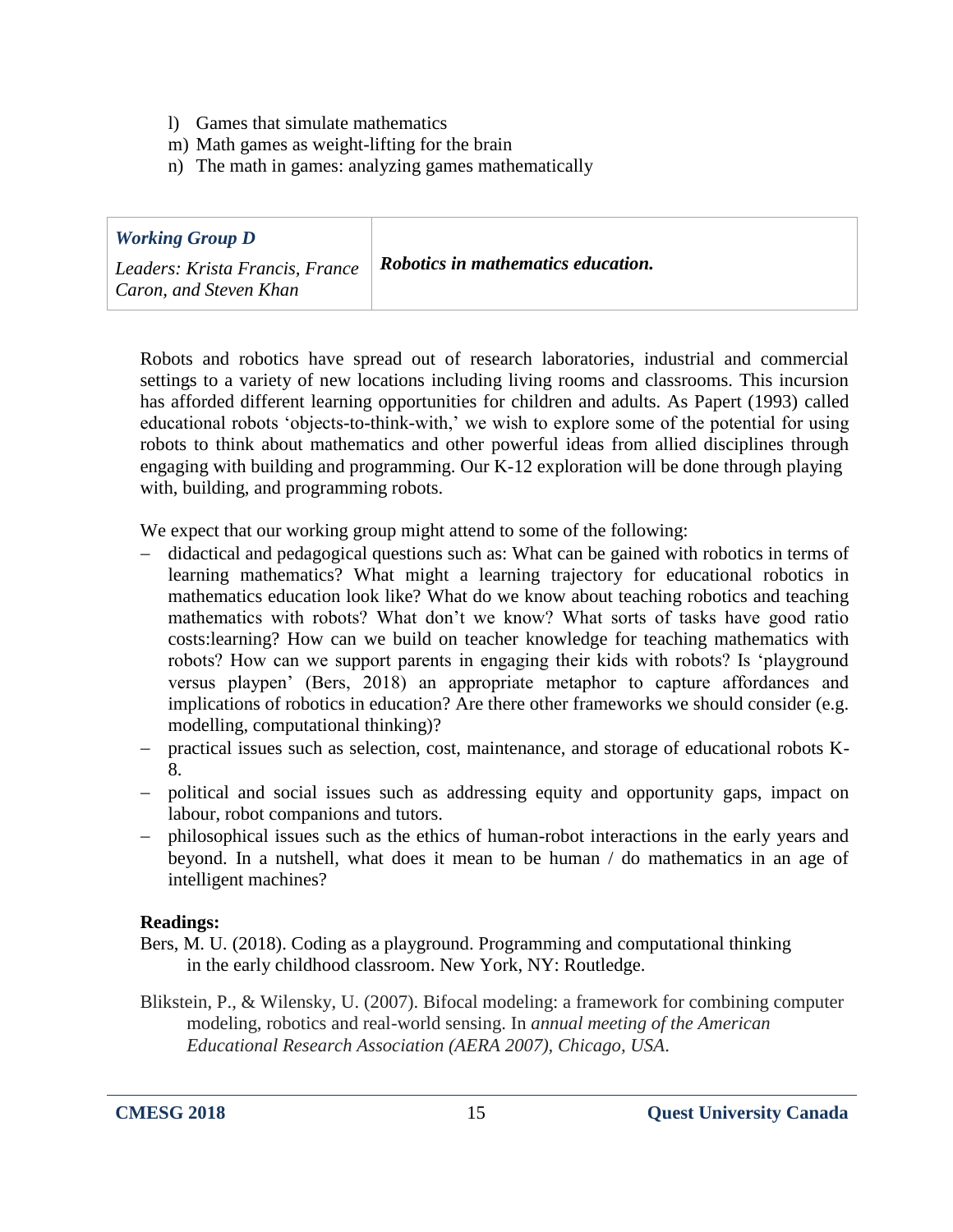l) Games that simulate mathematics
m) Math games as weight-lifting for the brain
n) The math in games: analyzing games mathematically

| ***Working Group D*** <br> *Leaders: Krista Francis, France Caron, and Steven Khan* | ***Robotics in mathematics education.*** |
|---|---|

Robots and robotics have spread out of research laboratories, industrial and commercial settings to a variety of new locations including living rooms and classrooms. This incursion has afforded different learning opportunities for children and adults. As Papert (1993) called educational robots 'objects-to-think-with,' we wish to explore some of the potential for using robots to think about mathematics and other powerful ideas from allied disciplines through engaging with building and programming. Our K-12 exploration will be done through playing with, building, and programming robots.

We expect that our working group might attend to some of the following:

- didactical and pedagogical questions such as: What can be gained with robotics in terms of learning mathematics? What might a learning trajectory for educational robotics in mathematics education look like? What do we know about teaching robotics and teaching mathematics with robots? What don't we know? What sorts of tasks have good ratio costs:learning? How can we build on teacher knowledge for teaching mathematics with robots? How can we support parents in engaging their kids with robots? Is 'playground versus playpen' (Bers, 2018) an appropriate metaphor to capture affordances and implications of robotics in education? Are there other frameworks we should consider (e.g. modelling, computational thinking)?
- practical issues such as selection, cost, maintenance, and storage of educational robots K-8.
- political and social issues such as addressing equity and opportunity gaps, impact on labour, robot companions and tutors.
- philosophical issues such as the ethics of human-robot interactions in the early years and beyond. In a nutshell, what does it mean to be human / do mathematics in an age of intelligent machines?

**Readings:**

Bers, M. U. (2018). Coding as a playground. Programming and computational thinking in the early childhood classroom. New York, NY: Routledge.

Blikstein, P., & Wilensky, U. (2007). Bifocal modeling: a framework for combining computer modeling, robotics and real-world sensing. In *annual meeting of the American Educational Research Association (AERA 2007), Chicago, USA*.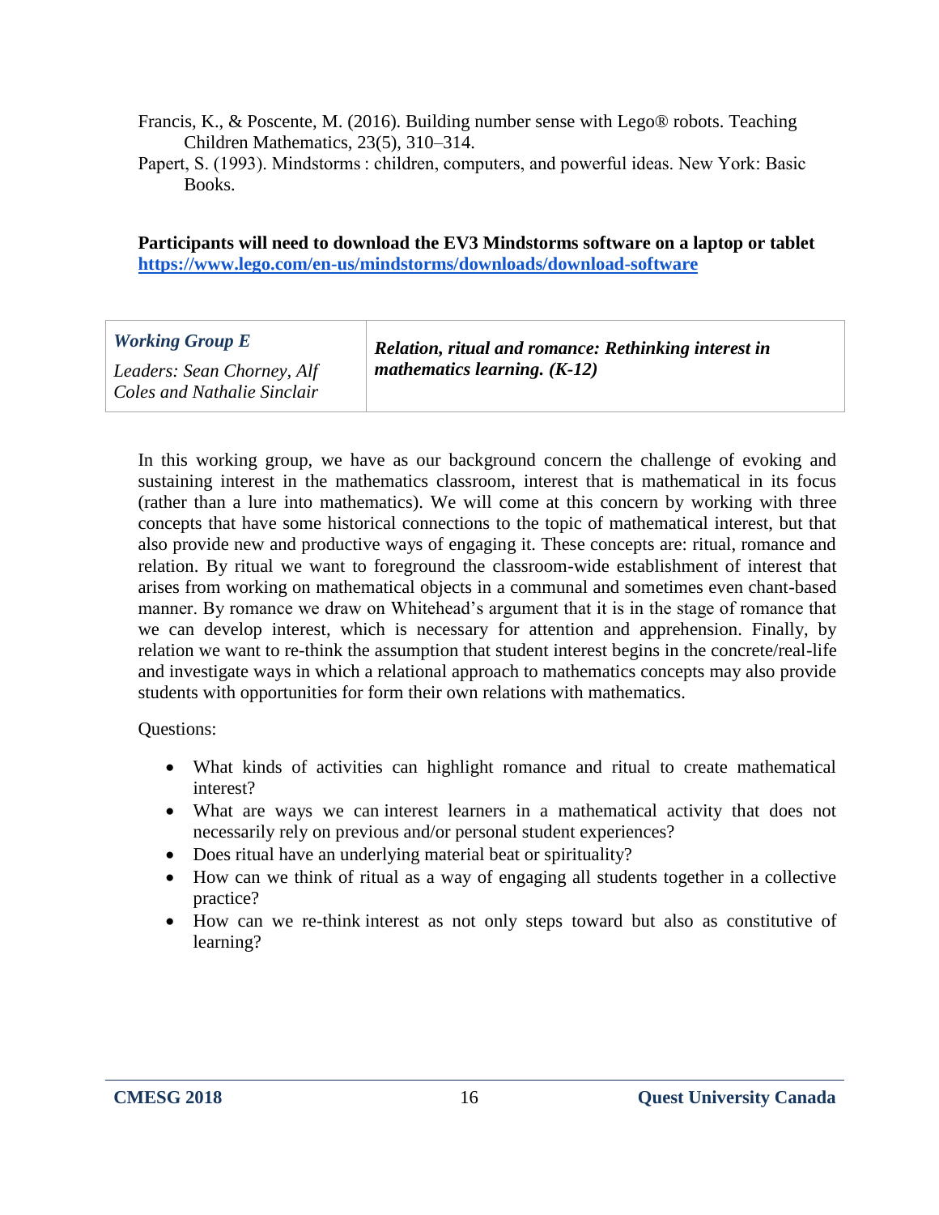Francis, K., & Poscente, M. (2016). Building number sense with Lego® robots. Teaching Children Mathematics, 23(5), 310–314.

Papert, S. (1993). Mindstorms : children, computers, and powerful ideas. New York: Basic Books.

**Participants will need to download the EV3 Mindstorms software on a laptop or tablet [https://www.lego.com/en-us/mindstorms/downloads/download-software](https://www.lego.com/en-us/mindstorms/downloads/download-software)**

| ***Working Group E*** <br> *Leaders: Sean Chorney, Alf Coles and Nathalie Sinclair* | ***Relation, ritual and romance: Rethinking interest in mathematics learning. (K-12)*** |
|---|---|

In this working group, we have as our background concern the challenge of evoking and sustaining interest in the mathematics classroom, interest that is mathematical in its focus (rather than a lure into mathematics). We will come at this concern by working with three concepts that have some historical connections to the topic of mathematical interest, but that also provide new and productive ways of engaging it. These concepts are: ritual, romance and relation. By ritual we want to foreground the classroom-wide establishment of interest that arises from working on mathematical objects in a communal and sometimes even chant-based manner. By romance we draw on Whitehead's argument that it is in the stage of romance that we can develop interest, which is necessary for attention and apprehension. Finally, by relation we want to re-think the assumption that student interest begins in the concrete/real-life and investigate ways in which a relational approach to mathematics concepts may also provide students with opportunities for form their own relations with mathematics.

Questions:

- What kinds of activities can highlight romance and ritual to create mathematical interest?
- What are ways we can interest learners in a mathematical activity that does not necessarily rely on previous and/or personal student experiences?
- Does ritual have an underlying material beat or spirituality?
- How can we think of ritual as a way of engaging all students together in a collective practice?
- How can we re-think interest as not only steps toward but also as constitutive of learning?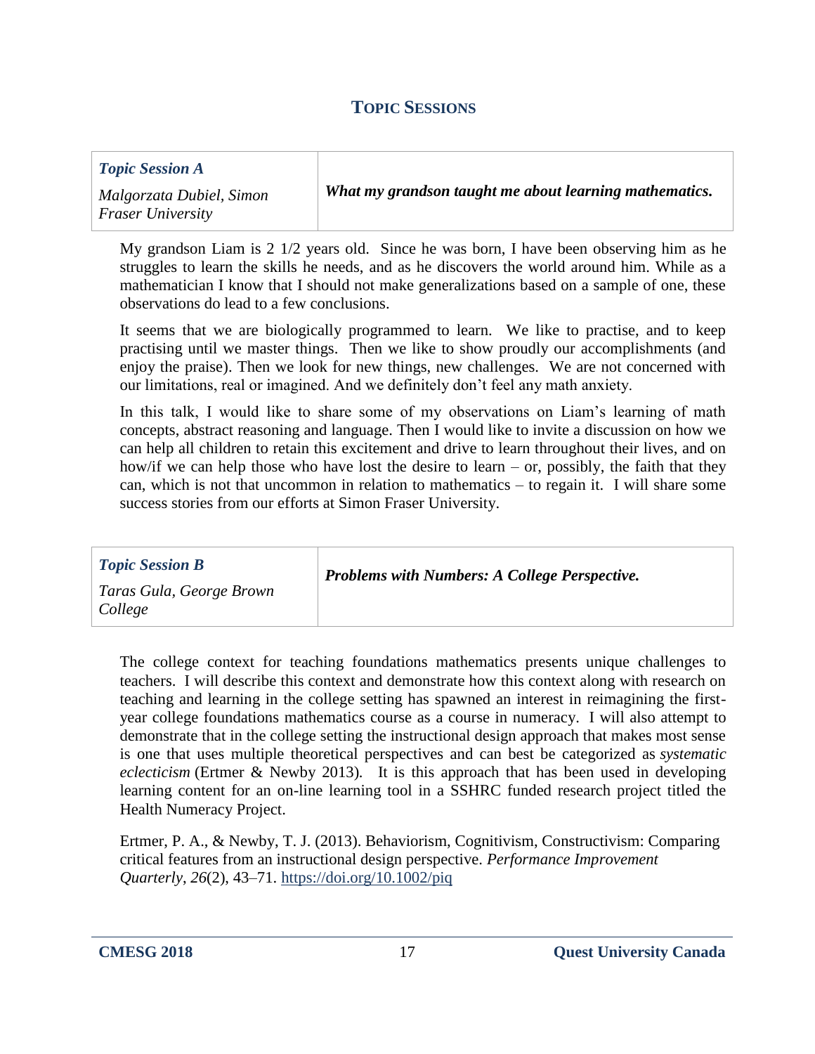## TOPIC SESSIONS

| *Topic Session A*<br>*Malgorzata Dubiel, Simon Fraser University* | ***What my grandson taught me about learning mathematics.*** |
|---|---|

My grandson Liam is 2 1/2 years old. Since he was born, I have been observing him as he struggles to learn the skills he needs, and as he discovers the world around him. While as a mathematician I know that I should not make generalizations based on a sample of one, these observations do lead to a few conclusions.

It seems that we are biologically programmed to learn. We like to practise, and to keep practising until we master things. Then we like to show proudly our accomplishments (and enjoy the praise). Then we look for new things, new challenges. We are not concerned with our limitations, real or imagined. And we definitely don't feel any math anxiety.

In this talk, I would like to share some of my observations on Liam's learning of math concepts, abstract reasoning and language. Then I would like to invite a discussion on how we can help all children to retain this excitement and drive to learn throughout their lives, and on how/if we can help those who have lost the desire to learn – or, possibly, the faith that they can, which is not that uncommon in relation to mathematics – to regain it. I will share some success stories from our efforts at Simon Fraser University.

| *Topic Session B*<br>*Taras Gula, George Brown College* | ***Problems with Numbers: A College Perspective.*** |
|---|---|

The college context for teaching foundations mathematics presents unique challenges to teachers. I will describe this context and demonstrate how this context along with research on teaching and learning in the college setting has spawned an interest in reimagining the first-year college foundations mathematics course as a course in numeracy. I will also attempt to demonstrate that in the college setting the instructional design approach that makes most sense is one that uses multiple theoretical perspectives and can best be categorized as *systematic eclecticism* (Ertmer & Newby 2013). It is this approach that has been used in developing learning content for an on-line learning tool in a SSHRC funded research project titled the Health Numeracy Project.

Ertmer, P. A., & Newby, T. J. (2013). Behaviorism, Cognitivism, Constructivism: Comparing critical features from an instructional design perspective. *Performance Improvement Quarterly*, *26*(2), 43–71. https://doi.org/10.1002/piq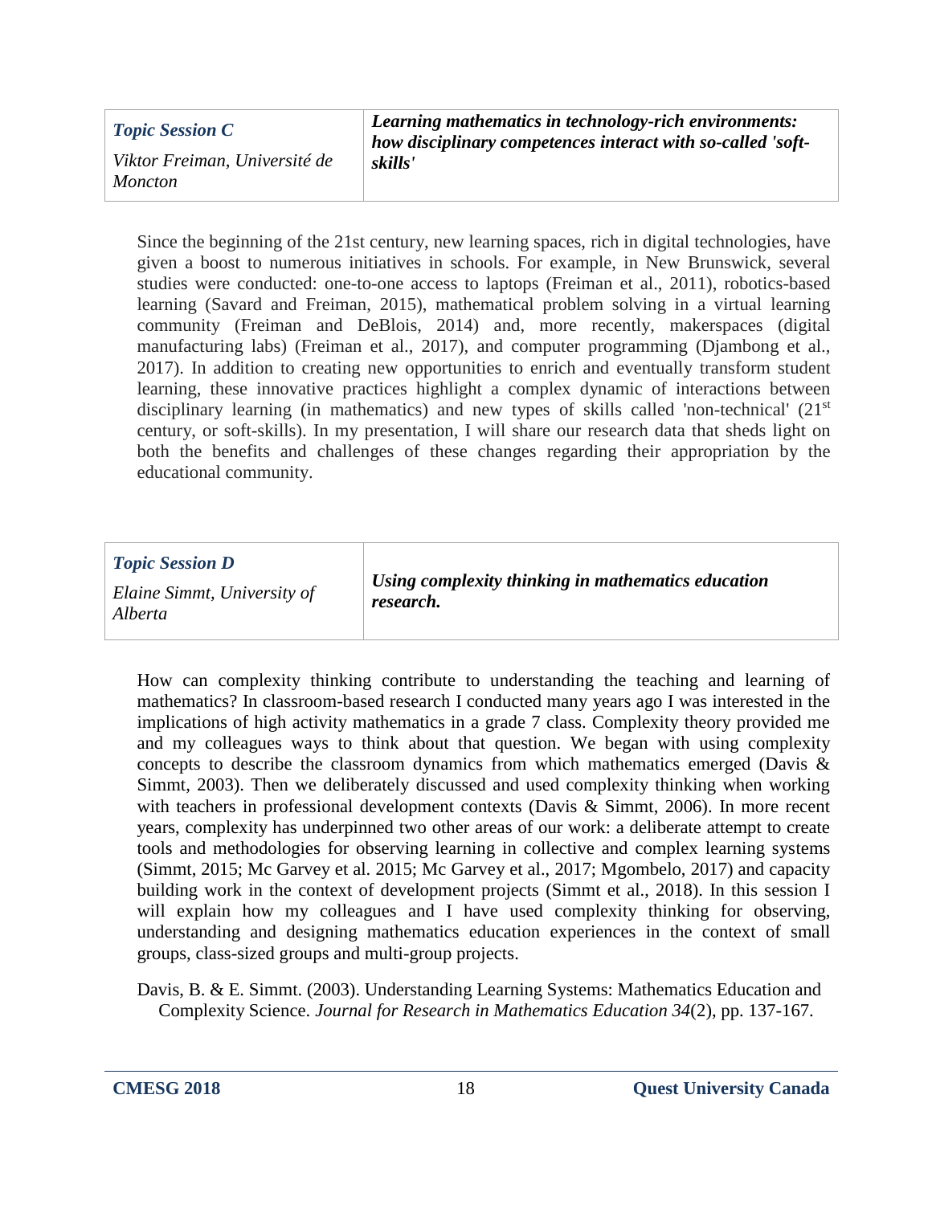| *Topic Session C*<br>*Viktor Freiman, Université de Moncton* | ***Learning mathematics in technology-rich environments: how disciplinary competences interact with so-called 'soft-skills'*** |
|---|---|

Since the beginning of the 21st century, new learning spaces, rich in digital technologies, have given a boost to numerous initiatives in schools. For example, in New Brunswick, several studies were conducted: one-to-one access to laptops (Freiman et al., 2011), robotics-based learning (Savard and Freiman, 2015), mathematical problem solving in a virtual learning community (Freiman and DeBlois, 2014) and, more recently, makerspaces (digital manufacturing labs) (Freiman et al., 2017), and computer programming (Djambong et al., 2017). In addition to creating new opportunities to enrich and eventually transform student learning, these innovative practices highlight a complex dynamic of interactions between disciplinary learning (in mathematics) and new types of skills called 'non-technical' (21st century, or soft-skills). In my presentation, I will share our research data that sheds light on both the benefits and challenges of these changes regarding their appropriation by the educational community.

| *Topic Session D*<br>*Elaine Simmt, University of Alberta* | ***Using complexity thinking in mathematics education research.*** |
|---|---|

How can complexity thinking contribute to understanding the teaching and learning of mathematics? In classroom-based research I conducted many years ago I was interested in the implications of high activity mathematics in a grade 7 class. Complexity theory provided me and my colleagues ways to think about that question. We began with using complexity concepts to describe the classroom dynamics from which mathematics emerged (Davis & Simmt, 2003). Then we deliberately discussed and used complexity thinking when working with teachers in professional development contexts (Davis & Simmt, 2006). In more recent years, complexity has underpinned two other areas of our work: a deliberate attempt to create tools and methodologies for observing learning in collective and complex learning systems (Simmt, 2015; Mc Garvey et al. 2015; Mc Garvey et al., 2017; Mgombelo, 2017) and capacity building work in the context of development projects (Simmt et al., 2018). In this session I will explain how my colleagues and I have used complexity thinking for observing, understanding and designing mathematics education experiences in the context of small groups, class-sized groups and multi-group projects.

Davis, B. & E. Simmt. (2003). Understanding Learning Systems: Mathematics Education and Complexity Science. *Journal for Research in Mathematics Education 34*(2), pp. 137-167.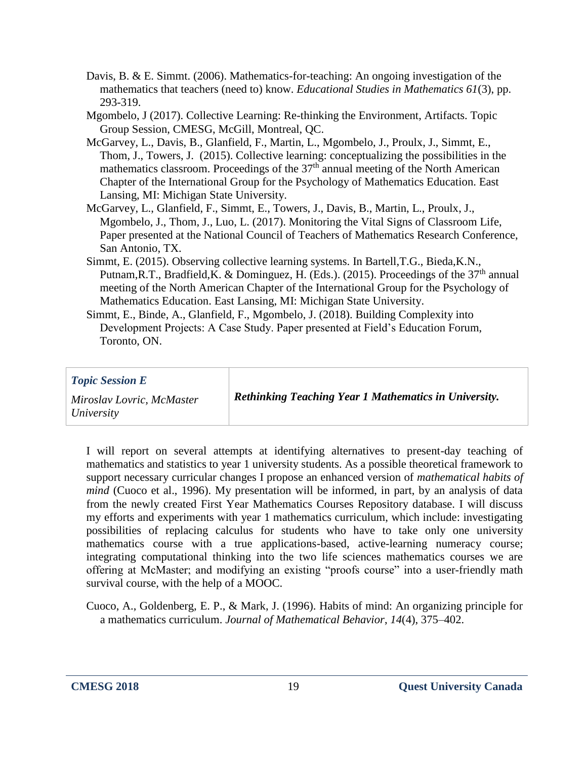Davis, B. & E. Simmt. (2006). Mathematics-for-teaching: An ongoing investigation of the mathematics that teachers (need to) know. *Educational Studies in Mathematics 61*(3), pp. 293-319.

Mgombelo, J (2017). Collective Learning: Re-thinking the Environment, Artifacts. Topic Group Session, CMESG, McGill, Montreal, QC.

McGarvey, L., Davis, B., Glanfield, F., Martin, L., Mgombelo, J., Proulx, J., Simmt, E., Thom, J., Towers, J. (2015). Collective learning: conceptualizing the possibilities in the mathematics classroom. Proceedings of the 37th annual meeting of the North American Chapter of the International Group for the Psychology of Mathematics Education. East Lansing, MI: Michigan State University.

McGarvey, L., Glanfield, F., Simmt, E., Towers, J., Davis, B., Martin, L., Proulx, J., Mgombelo, J., Thom, J., Luo, L. (2017). Monitoring the Vital Signs of Classroom Life, Paper presented at the National Council of Teachers of Mathematics Research Conference, San Antonio, TX.

Simmt, E. (2015). Observing collective learning systems. In Bartell,T.G., Bieda,K.N., Putnam,R.T., Bradfield,K. & Dominguez, H. (Eds.). (2015). Proceedings of the 37th annual meeting of the North American Chapter of the International Group for the Psychology of Mathematics Education. East Lansing, MI: Michigan State University.

Simmt, E., Binde, A., Glanfield, F., Mgombelo, J. (2018). Building Complexity into Development Projects: A Case Study. Paper presented at Field's Education Forum, Toronto, ON.

| ***Topic Session E*** <br> *Miroslav Lovric, McMaster University* | ***Rethinking Teaching Year 1 Mathematics in University.*** |
|---|---|

I will report on several attempts at identifying alternatives to present-day teaching of mathematics and statistics to year 1 university students. As a possible theoretical framework to support necessary curricular changes I propose an enhanced version of *mathematical habits of mind* (Cuoco et al., 1996). My presentation will be informed, in part, by an analysis of data from the newly created First Year Mathematics Courses Repository database. I will discuss my efforts and experiments with year 1 mathematics curriculum, which include: investigating possibilities of replacing calculus for students who have to take only one university mathematics course with a true applications-based, active-learning numeracy course; integrating computational thinking into the two life sciences mathematics courses we are offering at McMaster; and modifying an existing "proofs course" into a user-friendly math survival course, with the help of a MOOC.

Cuoco, A., Goldenberg, E. P., & Mark, J. (1996). Habits of mind: An organizing principle for a mathematics curriculum. *Journal of Mathematical Behavior*, *14*(4), 375–402.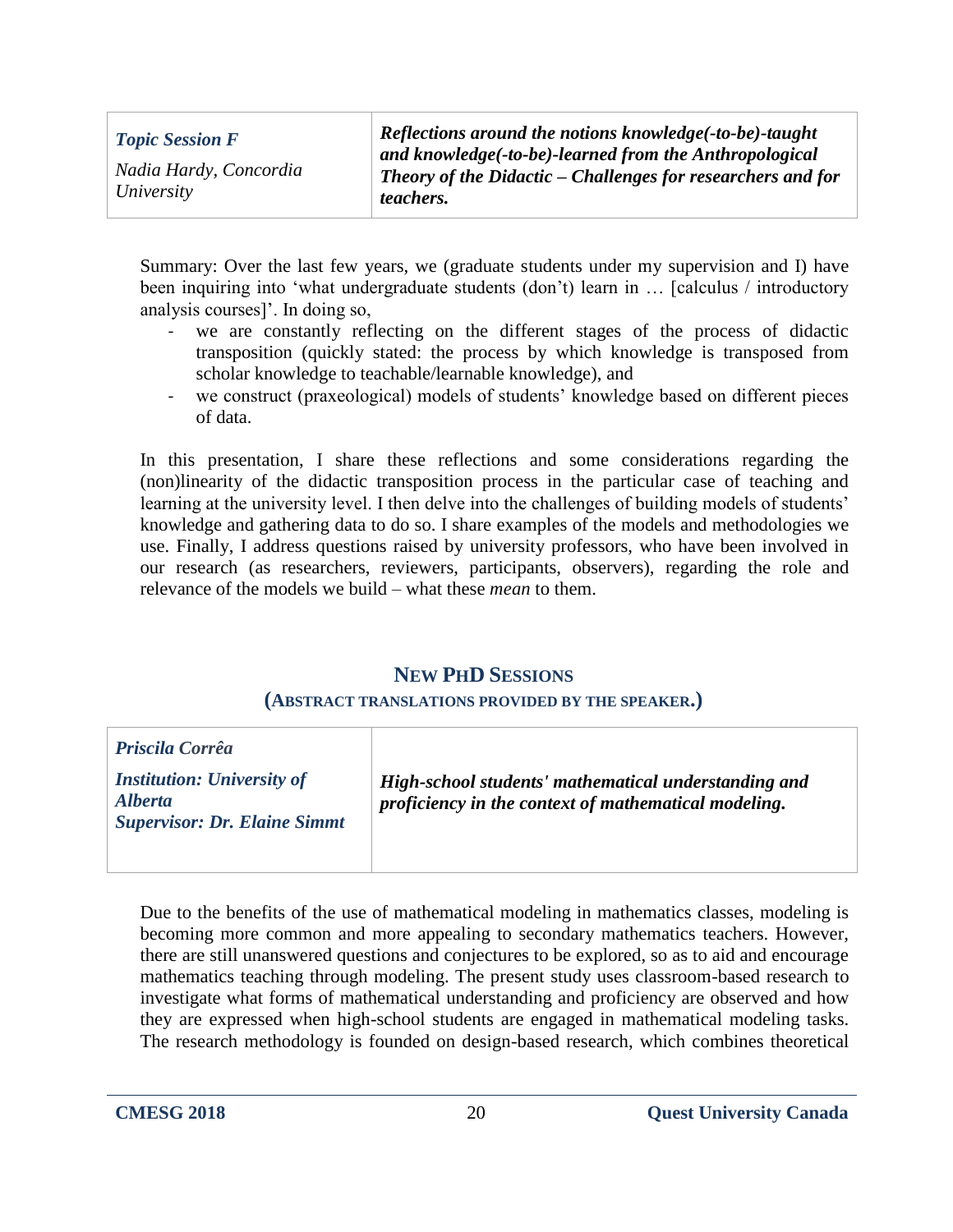| *Topic Session F* <br> *Nadia Hardy, Concordia University* | ***Reflections around the notions knowledge(-to-be)-taught and knowledge(-to-be)-learned from the Anthropological Theory of the Didactic – Challenges for researchers and for teachers.*** |
|---|---|

Summary: Over the last few years, we (graduate students under my supervision and I) have been inquiring into 'what undergraduate students (don't) learn in … [calculus / introductory analysis courses]'. In doing so,

- we are constantly reflecting on the different stages of the process of didactic transposition (quickly stated: the process by which knowledge is transposed from scholar knowledge to teachable/learnable knowledge), and
- we construct (praxeological) models of students' knowledge based on different pieces of data.

In this presentation, I share these reflections and some considerations regarding the (non)linearity of the didactic transposition process in the particular case of teaching and learning at the university level. I then delve into the challenges of building models of students' knowledge and gathering data to do so. I share examples of the models and methodologies we use. Finally, I address questions raised by university professors, who have been involved in our research (as researchers, reviewers, participants, observers), regarding the role and relevance of the models we build – what these *mean* to them.

## NEW PHD SESSIONS

### (ABSTRACT TRANSLATIONS PROVIDED BY THE SPEAKER.)

| ***Priscila Corrêa*** <br> ***Institution: University of Alberta*** <br> ***Supervisor: Dr. Elaine Simmt*** | ***High-school students' mathematical understanding and proficiency in the context of mathematical modeling.*** |
|---|---|

Due to the benefits of the use of mathematical modeling in mathematics classes, modeling is becoming more common and more appealing to secondary mathematics teachers. However, there are still unanswered questions and conjectures to be explored, so as to aid and encourage mathematics teaching through modeling. The present study uses classroom-based research to investigate what forms of mathematical understanding and proficiency are observed and how they are expressed when high-school students are engaged in mathematical modeling tasks. The research methodology is founded on design-based research, which combines theoretical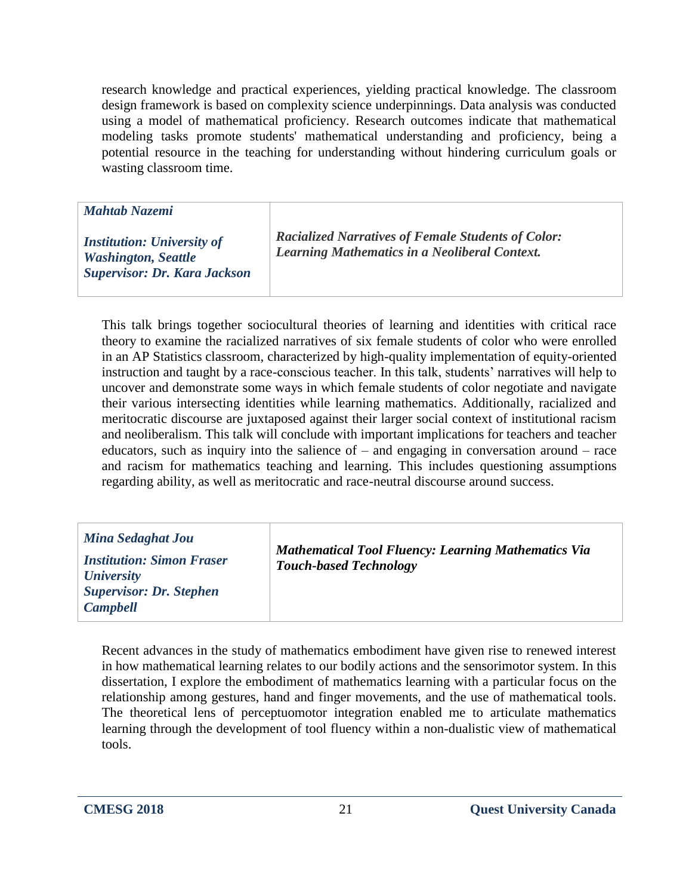research knowledge and practical experiences, yielding practical knowledge. The classroom design framework is based on complexity science underpinnings. Data analysis was conducted using a model of mathematical proficiency. Research outcomes indicate that mathematical modeling tasks promote students' mathematical understanding and proficiency, being a potential resource in the teaching for understanding without hindering curriculum goals or wasting classroom time.

| ***Mahtab Nazemi***<br><br>***Institution: University of Washington, Seattle***<br>***Supervisor: Dr. Kara Jackson*** | ***Racialized Narratives of Female Students of Color: Learning Mathematics in a Neoliberal Context.*** |
|---|---|

This talk brings together sociocultural theories of learning and identities with critical race theory to examine the racialized narratives of six female students of color who were enrolled in an AP Statistics classroom, characterized by high-quality implementation of equity-oriented instruction and taught by a race-conscious teacher. In this talk, students' narratives will help to uncover and demonstrate some ways in which female students of color negotiate and navigate their various intersecting identities while learning mathematics. Additionally, racialized and meritocratic discourse are juxtaposed against their larger social context of institutional racism and neoliberalism. This talk will conclude with important implications for teachers and teacher educators, such as inquiry into the salience of – and engaging in conversation around – race and racism for mathematics teaching and learning. This includes questioning assumptions regarding ability, as well as meritocratic and race-neutral discourse around success.

| ***Mina Sedaghat Jou***<br><br>***Institution: Simon Fraser University***<br>***Supervisor: Dr. Stephen Campbell*** | ***Mathematical Tool Fluency: Learning Mathematics Via Touch-based Technology*** |
|---|---|

Recent advances in the study of mathematics embodiment have given rise to renewed interest in how mathematical learning relates to our bodily actions and the sensorimotor system. In this dissertation, I explore the embodiment of mathematics learning with a particular focus on the relationship among gestures, hand and finger movements, and the use of mathematical tools. The theoretical lens of perceptuomotor integration enabled me to articulate mathematics learning through the development of tool fluency within a non-dualistic view of mathematical tools.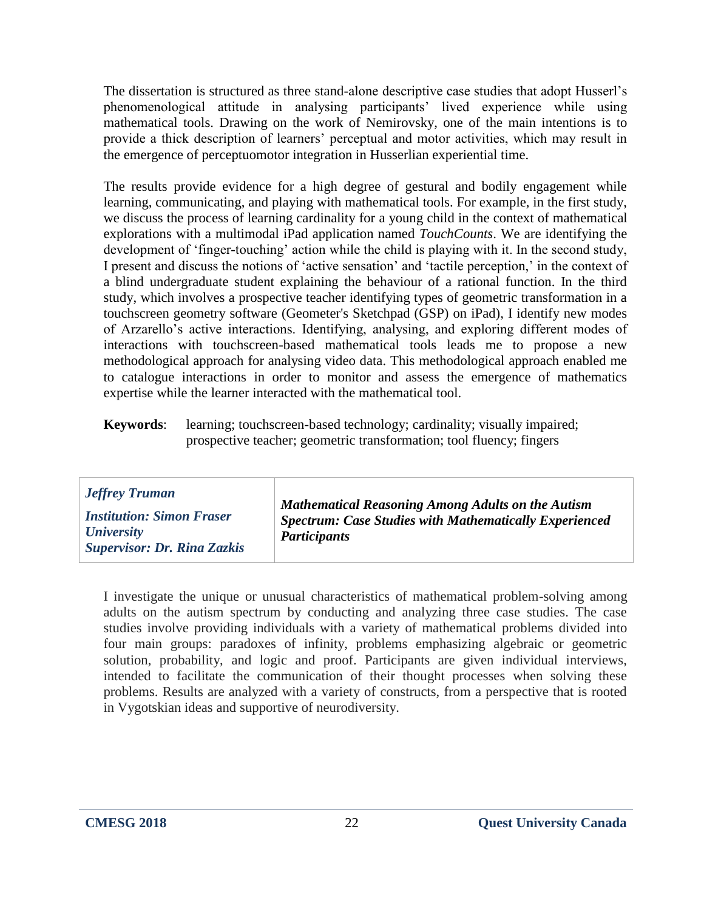The dissertation is structured as three stand-alone descriptive case studies that adopt Husserl's phenomenological attitude in analysing participants' lived experience while using mathematical tools. Drawing on the work of Nemirovsky, one of the main intentions is to provide a thick description of learners' perceptual and motor activities, which may result in the emergence of perceptuomotor integration in Husserlian experiential time.

The results provide evidence for a high degree of gestural and bodily engagement while learning, communicating, and playing with mathematical tools. For example, in the first study, we discuss the process of learning cardinality for a young child in the context of mathematical explorations with a multimodal iPad application named *TouchCounts*. We are identifying the development of 'finger-touching' action while the child is playing with it. In the second study, I present and discuss the notions of 'active sensation' and 'tactile perception,' in the context of a blind undergraduate student explaining the behaviour of a rational function. In the third study, which involves a prospective teacher identifying types of geometric transformation in a touchscreen geometry software (Geometer's Sketchpad (GSP) on iPad), I identify new modes of Arzarello's active interactions. Identifying, analysing, and exploring different modes of interactions with touchscreen-based mathematical tools leads me to propose a new methodological approach for analysing video data. This methodological approach enabled me to catalogue interactions in order to monitor and assess the emergence of mathematics expertise while the learner interacted with the mathematical tool.

**Keywords**: learning; touchscreen-based technology; cardinality; visually impaired; prospective teacher; geometric transformation; tool fluency; fingers

| ***Jeffrey Truman***<br>***Institution: Simon Fraser University***<br>***Supervisor: Dr. Rina Zazkis*** | ***Mathematical Reasoning Among Adults on the Autism Spectrum: Case Studies with Mathematically Experienced Participants*** |
|---|---|

I investigate the unique or unusual characteristics of mathematical problem-solving among adults on the autism spectrum by conducting and analyzing three case studies. The case studies involve providing individuals with a variety of mathematical problems divided into four main groups: paradoxes of infinity, problems emphasizing algebraic or geometric solution, probability, and logic and proof. Participants are given individual interviews, intended to facilitate the communication of their thought processes when solving these problems. Results are analyzed with a variety of constructs, from a perspective that is rooted in Vygotskian ideas and supportive of neurodiversity.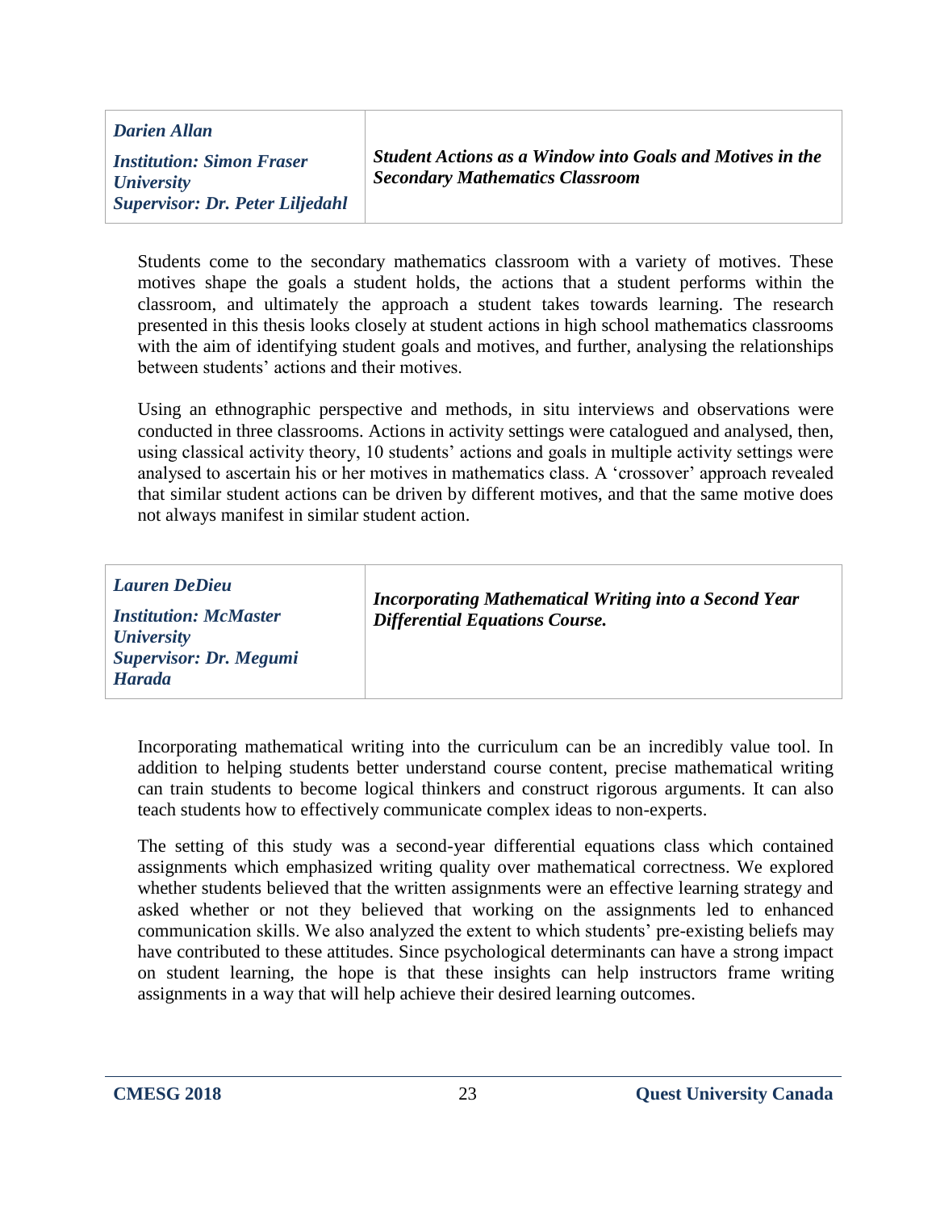| *Darien Allan*<br>*Institution: Simon Fraser University*<br>*Supervisor: Dr. Peter Liljedahl* | ***Student Actions as a Window into Goals and Motives in the Secondary Mathematics Classroom*** |
|---|---|

Students come to the secondary mathematics classroom with a variety of motives. These motives shape the goals a student holds, the actions that a student performs within the classroom, and ultimately the approach a student takes towards learning. The research presented in this thesis looks closely at student actions in high school mathematics classrooms with the aim of identifying student goals and motives, and further, analysing the relationships between students' actions and their motives.

Using an ethnographic perspective and methods, in situ interviews and observations were conducted in three classrooms. Actions in activity settings were catalogued and analysed, then, using classical activity theory, 10 students' actions and goals in multiple activity settings were analysed to ascertain his or her motives in mathematics class. A 'crossover' approach revealed that similar student actions can be driven by different motives, and that the same motive does not always manifest in similar student action.

| *Lauren DeDieu*<br>*Institution: McMaster University*<br>*Supervisor: Dr. Megumi Harada* | ***Incorporating Mathematical Writing into a Second Year Differential Equations Course.*** |
|---|---|

Incorporating mathematical writing into the curriculum can be an incredibly value tool. In addition to helping students better understand course content, precise mathematical writing can train students to become logical thinkers and construct rigorous arguments. It can also teach students how to effectively communicate complex ideas to non-experts.

The setting of this study was a second-year differential equations class which contained assignments which emphasized writing quality over mathematical correctness. We explored whether students believed that the written assignments were an effective learning strategy and asked whether or not they believed that working on the assignments led to enhanced communication skills. We also analyzed the extent to which students' pre-existing beliefs may have contributed to these attitudes. Since psychological determinants can have a strong impact on student learning, the hope is that these insights can help instructors frame writing assignments in a way that will help achieve their desired learning outcomes.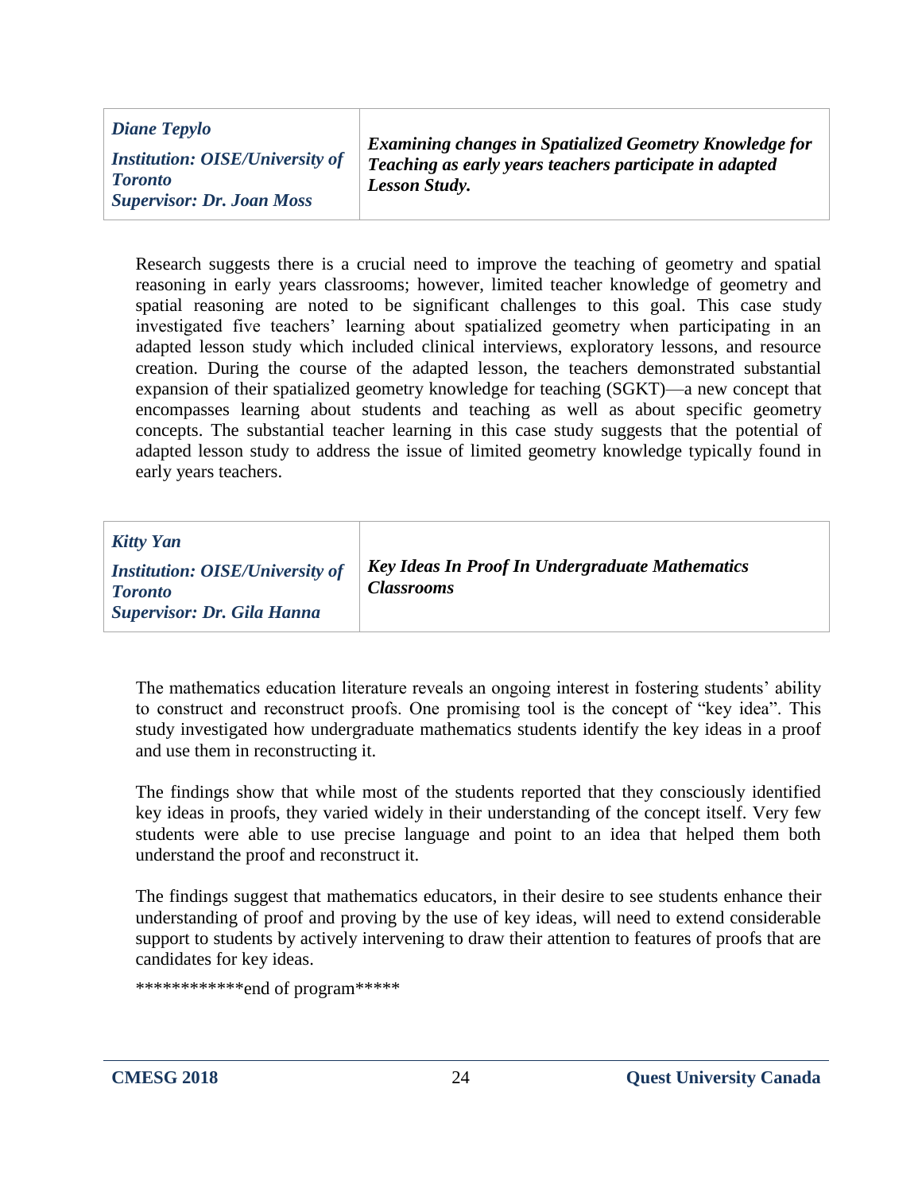| | |
|---|---|
| ***Diane Tepylo***<br>***Institution: OISE/University of Toronto***<br>***Supervisor: Dr. Joan Moss*** | ***Examining changes in Spatialized Geometry Knowledge for Teaching as early years teachers participate in adapted Lesson Study.*** |

Research suggests there is a crucial need to improve the teaching of geometry and spatial reasoning in early years classrooms; however, limited teacher knowledge of geometry and spatial reasoning are noted to be significant challenges to this goal. This case study investigated five teachers' learning about spatialized geometry when participating in an adapted lesson study which included clinical interviews, exploratory lessons, and resource creation. During the course of the adapted lesson, the teachers demonstrated substantial expansion of their spatialized geometry knowledge for teaching (SGKT)—a new concept that encompasses learning about students and teaching as well as about specific geometry concepts. The substantial teacher learning in this case study suggests that the potential of adapted lesson study to address the issue of limited geometry knowledge typically found in early years teachers.

| | |
|---|---|
| ***Kitty Yan***<br>***Institution: OISE/University of Toronto***<br>***Supervisor: Dr. Gila Hanna*** | ***Key Ideas In Proof In Undergraduate Mathematics Classrooms*** |

The mathematics education literature reveals an ongoing interest in fostering students' ability to construct and reconstruct proofs. One promising tool is the concept of "key idea". This study investigated how undergraduate mathematics students identify the key ideas in a proof and use them in reconstructing it.

The findings show that while most of the students reported that they consciously identified key ideas in proofs, they varied widely in their understanding of the concept itself. Very few students were able to use precise language and point to an idea that helped them both understand the proof and reconstruct it.

The findings suggest that mathematics educators, in their desire to see students enhance their understanding of proof and proving by the use of key ideas, will need to extend considerable support to students by actively intervening to draw their attention to features of proofs that are candidates for key ideas.

************end of program*****